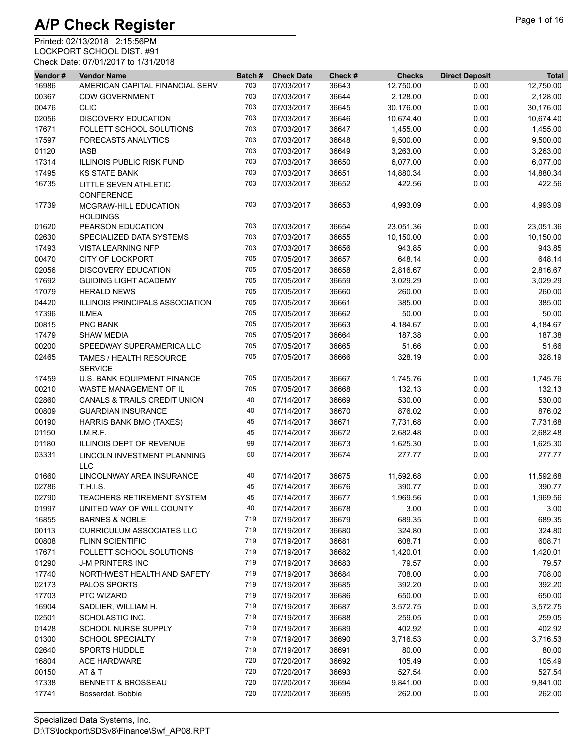# A/P Check Register

Printed: 02/13/2018 2:15:56PM
LOCKPORT SCHOOL DIST. #91
Check Date: 07/01/2017 to 1/31/2018

| Vendor # | Vendor Name | Batch # | Check Date | Check # | Checks | Direct Deposit | Total |
|---|---|---|---|---|---|---|---|
| 16986 | AMERICAN CAPITAL FINANCIAL SERV | 703 | 07/03/2017 | 36643 | 12,750.00 | 0.00 | 12,750.00 |
| 00367 | CDW GOVERNMENT | 703 | 07/03/2017 | 36644 | 2,128.00 | 0.00 | 2,128.00 |
| 00476 | CLIC | 703 | 07/03/2017 | 36645 | 30,176.00 | 0.00 | 30,176.00 |
| 02056 | DISCOVERY EDUCATION | 703 | 07/03/2017 | 36646 | 10,674.40 | 0.00 | 10,674.40 |
| 17671 | FOLLETT SCHOOL SOLUTIONS | 703 | 07/03/2017 | 36647 | 1,455.00 | 0.00 | 1,455.00 |
| 17597 | FORECAST5 ANALYTICS | 703 | 07/03/2017 | 36648 | 9,500.00 | 0.00 | 9,500.00 |
| 01120 | IASB | 703 | 07/03/2017 | 36649 | 3,263.00 | 0.00 | 3,263.00 |
| 17314 | ILLINOIS PUBLIC RISK FUND | 703 | 07/03/2017 | 36650 | 6,077.00 | 0.00 | 6,077.00 |
| 17495 | KS STATE BANK | 703 | 07/03/2017 | 36651 | 14,880.34 | 0.00 | 14,880.34 |
| 16735 | LITTLE SEVEN ATHLETIC CONFERENCE | 703 | 07/03/2017 | 36652 | 422.56 | 0.00 | 422.56 |
| 17739 | MCGRAW-HILL EDUCATION HOLDINGS | 703 | 07/03/2017 | 36653 | 4,993.09 | 0.00 | 4,993.09 |
| 01620 | PEARSON EDUCATION | 703 | 07/03/2017 | 36654 | 23,051.36 | 0.00 | 23,051.36 |
| 02630 | SPECIALIZED DATA SYSTEMS | 703 | 07/03/2017 | 36655 | 10,150.00 | 0.00 | 10,150.00 |
| 17493 | VISTA LEARNING NFP | 703 | 07/03/2017 | 36656 | 943.85 | 0.00 | 943.85 |
| 00470 | CITY OF LOCKPORT | 705 | 07/05/2017 | 36657 | 648.14 | 0.00 | 648.14 |
| 02056 | DISCOVERY EDUCATION | 705 | 07/05/2017 | 36658 | 2,816.67 | 0.00 | 2,816.67 |
| 17692 | GUIDING LIGHT ACADEMY | 705 | 07/05/2017 | 36659 | 3,029.29 | 0.00 | 3,029.29 |
| 17079 | HERALD NEWS | 705 | 07/05/2017 | 36660 | 260.00 | 0.00 | 260.00 |
| 04420 | ILLINOIS PRINCIPALS ASSOCIATION | 705 | 07/05/2017 | 36661 | 385.00 | 0.00 | 385.00 |
| 17396 | ILMEA | 705 | 07/05/2017 | 36662 | 50.00 | 0.00 | 50.00 |
| 00815 | PNC BANK | 705 | 07/05/2017 | 36663 | 4,184.67 | 0.00 | 4,184.67 |
| 17479 | SHAW MEDIA | 705 | 07/05/2017 | 36664 | 187.38 | 0.00 | 187.38 |
| 00200 | SPEEDWAY SUPERAMERICA LLC | 705 | 07/05/2017 | 36665 | 51.66 | 0.00 | 51.66 |
| 02465 | TAMES / HEALTH RESOURCE SERVICE | 705 | 07/05/2017 | 36666 | 328.19 | 0.00 | 328.19 |
| 17459 | U.S. BANK EQUIPMENT FINANCE | 705 | 07/05/2017 | 36667 | 1,745.76 | 0.00 | 1,745.76 |
| 00210 | WASTE MANAGEMENT OF IL | 705 | 07/05/2017 | 36668 | 132.13 | 0.00 | 132.13 |
| 02860 | CANALS & TRAILS CREDIT UNION | 40 | 07/14/2017 | 36669 | 530.00 | 0.00 | 530.00 |
| 00809 | GUARDIAN INSURANCE | 40 | 07/14/2017 | 36670 | 876.02 | 0.00 | 876.02 |
| 00190 | HARRIS BANK BMO (TAXES) | 45 | 07/14/2017 | 36671 | 7,731.68 | 0.00 | 7,731.68 |
| 01150 | I.M.R.F. | 45 | 07/14/2017 | 36672 | 2,682.48 | 0.00 | 2,682.48 |
| 01180 | ILLINOIS DEPT OF REVENUE | 99 | 07/14/2017 | 36673 | 1,625.30 | 0.00 | 1,625.30 |
| 03331 | LINCOLN INVESTMENT PLANNING LLC | 50 | 07/14/2017 | 36674 | 277.77 | 0.00 | 277.77 |
| 01660 | LINCOLNWAY AREA INSURANCE | 40 | 07/14/2017 | 36675 | 11,592.68 | 0.00 | 11,592.68 |
| 02786 | T.H.I.S. | 45 | 07/14/2017 | 36676 | 390.77 | 0.00 | 390.77 |
| 02790 | TEACHERS RETIREMENT SYSTEM | 45 | 07/14/2017 | 36677 | 1,969.56 | 0.00 | 1,969.56 |
| 01997 | UNITED WAY OF WILL COUNTY | 40 | 07/14/2017 | 36678 | 3.00 | 0.00 | 3.00 |
| 16855 | BARNES & NOBLE | 719 | 07/19/2017 | 36679 | 689.35 | 0.00 | 689.35 |
| 00113 | CURRICULUM ASSOCIATES LLC | 719 | 07/19/2017 | 36680 | 324.80 | 0.00 | 324.80 |
| 00808 | FLINN SCIENTIFIC | 719 | 07/19/2017 | 36681 | 608.71 | 0.00 | 608.71 |
| 17671 | FOLLETT SCHOOL SOLUTIONS | 719 | 07/19/2017 | 36682 | 1,420.01 | 0.00 | 1,420.01 |
| 01290 | J-M PRINTERS INC | 719 | 07/19/2017 | 36683 | 79.57 | 0.00 | 79.57 |
| 17740 | NORTHWEST HEALTH AND SAFETY | 719 | 07/19/2017 | 36684 | 708.00 | 0.00 | 708.00 |
| 02173 | PALOS SPORTS | 719 | 07/19/2017 | 36685 | 392.20 | 0.00 | 392.20 |
| 17703 | PTC WIZARD | 719 | 07/19/2017 | 36686 | 650.00 | 0.00 | 650.00 |
| 16904 | SADLIER, WILLIAM H. | 719 | 07/19/2017 | 36687 | 3,572.75 | 0.00 | 3,572.75 |
| 02501 | SCHOLASTIC INC. | 719 | 07/19/2017 | 36688 | 259.05 | 0.00 | 259.05 |
| 01428 | SCHOOL NURSE SUPPLY | 719 | 07/19/2017 | 36689 | 402.92 | 0.00 | 402.92 |
| 01300 | SCHOOL SPECIALTY | 719 | 07/19/2017 | 36690 | 3,716.53 | 0.00 | 3,716.53 |
| 02640 | SPORTS HUDDLE | 719 | 07/19/2017 | 36691 | 80.00 | 0.00 | 80.00 |
| 16804 | ACE HARDWARE | 720 | 07/20/2017 | 36692 | 105.49 | 0.00 | 105.49 |
| 00150 | AT & T | 720 | 07/20/2017 | 36693 | 527.54 | 0.00 | 527.54 |
| 17338 | BENNETT & BROSSEAU | 720 | 07/20/2017 | 36694 | 9,841.00 | 0.00 | 9,841.00 |
| 17741 | Bosserdet, Bobbie | 720 | 07/20/2017 | 36695 | 262.00 | 0.00 | 262.00 |

Specialized Data Systems, Inc.
D:\TS\lockport\SDSv8\Finance\Swf_AP08.RPT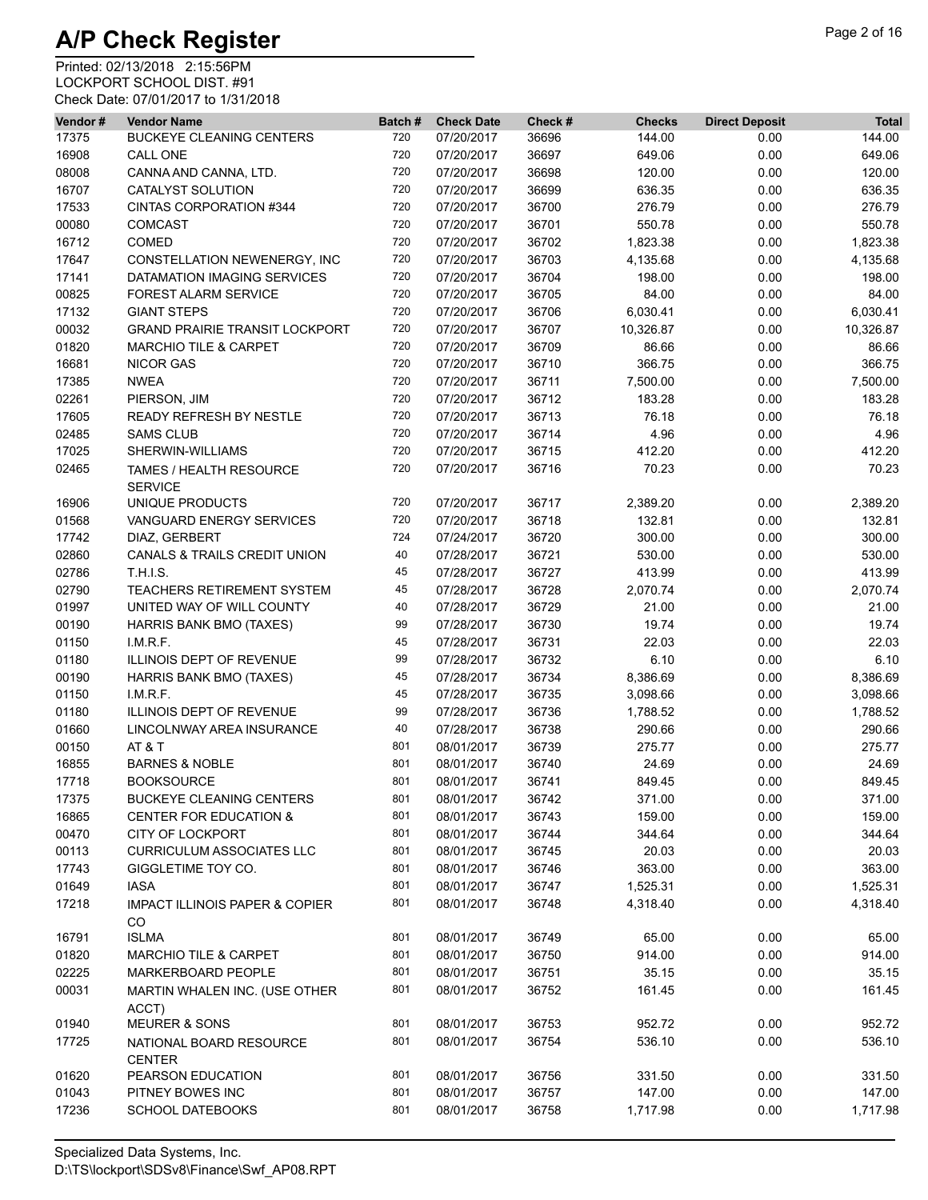# A/P Check Register

Printed: 02/13/2018 2:15:56PM
LOCKPORT SCHOOL DIST. #91
Check Date: 07/01/2017 to 1/31/2018

| Vendor # | Vendor Name | Batch # | Check Date | Check # | Checks | Direct Deposit | Total |
|---|---|---|---|---|---|---|---|
| 17375 | BUCKEYE CLEANING CENTERS | 720 | 07/20/2017 | 36696 | 144.00 | 0.00 | 144.00 |
| 16908 | CALL ONE | 720 | 07/20/2017 | 36697 | 649.06 | 0.00 | 649.06 |
| 08008 | CANNA AND CANNA, LTD. | 720 | 07/20/2017 | 36698 | 120.00 | 0.00 | 120.00 |
| 16707 | CATALYST SOLUTION | 720 | 07/20/2017 | 36699 | 636.35 | 0.00 | 636.35 |
| 17533 | CINTAS CORPORATION #344 | 720 | 07/20/2017 | 36700 | 276.79 | 0.00 | 276.79 |
| 00080 | COMCAST | 720 | 07/20/2017 | 36701 | 550.78 | 0.00 | 550.78 |
| 16712 | COMED | 720 | 07/20/2017 | 36702 | 1,823.38 | 0.00 | 1,823.38 |
| 17647 | CONSTELLATION NEWENERGY, INC | 720 | 07/20/2017 | 36703 | 4,135.68 | 0.00 | 4,135.68 |
| 17141 | DATAMATION IMAGING SERVICES | 720 | 07/20/2017 | 36704 | 198.00 | 0.00 | 198.00 |
| 00825 | FOREST ALARM SERVICE | 720 | 07/20/2017 | 36705 | 84.00 | 0.00 | 84.00 |
| 17132 | GIANT STEPS | 720 | 07/20/2017 | 36706 | 6,030.41 | 0.00 | 6,030.41 |
| 00032 | GRAND PRAIRIE TRANSIT LOCKPORT | 720 | 07/20/2017 | 36707 | 10,326.87 | 0.00 | 10,326.87 |
| 01820 | MARCHIO TILE & CARPET | 720 | 07/20/2017 | 36709 | 86.66 | 0.00 | 86.66 |
| 16681 | NICOR GAS | 720 | 07/20/2017 | 36710 | 366.75 | 0.00 | 366.75 |
| 17385 | NWEA | 720 | 07/20/2017 | 36711 | 7,500.00 | 0.00 | 7,500.00 |
| 02261 | PIERSON, JIM | 720 | 07/20/2017 | 36712 | 183.28 | 0.00 | 183.28 |
| 17605 | READY REFRESH BY NESTLE | 720 | 07/20/2017 | 36713 | 76.18 | 0.00 | 76.18 |
| 02485 | SAMS CLUB | 720 | 07/20/2017 | 36714 | 4.96 | 0.00 | 4.96 |
| 17025 | SHERWIN-WILLIAMS | 720 | 07/20/2017 | 36715 | 412.20 | 0.00 | 412.20 |
| 02465 | TAMES / HEALTH RESOURCE SERVICE | 720 | 07/20/2017 | 36716 | 70.23 | 0.00 | 70.23 |
| 16906 | UNIQUE PRODUCTS | 720 | 07/20/2017 | 36717 | 2,389.20 | 0.00 | 2,389.20 |
| 01568 | VANGUARD ENERGY SERVICES | 720 | 07/20/2017 | 36718 | 132.81 | 0.00 | 132.81 |
| 17742 | DIAZ, GERBERT | 724 | 07/24/2017 | 36720 | 300.00 | 0.00 | 300.00 |
| 02860 | CANALS & TRAILS CREDIT UNION | 40 | 07/28/2017 | 36721 | 530.00 | 0.00 | 530.00 |
| 02786 | T.H.I.S. | 45 | 07/28/2017 | 36727 | 413.99 | 0.00 | 413.99 |
| 02790 | TEACHERS RETIREMENT SYSTEM | 45 | 07/28/2017 | 36728 | 2,070.74 | 0.00 | 2,070.74 |
| 01997 | UNITED WAY OF WILL COUNTY | 40 | 07/28/2017 | 36729 | 21.00 | 0.00 | 21.00 |
| 00190 | HARRIS BANK BMO (TAXES) | 99 | 07/28/2017 | 36730 | 19.74 | 0.00 | 19.74 |
| 01150 | I.M.R.F. | 45 | 07/28/2017 | 36731 | 22.03 | 0.00 | 22.03 |
| 01180 | ILLINOIS DEPT OF REVENUE | 99 | 07/28/2017 | 36732 | 6.10 | 0.00 | 6.10 |
| 00190 | HARRIS BANK BMO (TAXES) | 45 | 07/28/2017 | 36734 | 8,386.69 | 0.00 | 8,386.69 |
| 01150 | I.M.R.F. | 45 | 07/28/2017 | 36735 | 3,098.66 | 0.00 | 3,098.66 |
| 01180 | ILLINOIS DEPT OF REVENUE | 99 | 07/28/2017 | 36736 | 1,788.52 | 0.00 | 1,788.52 |
| 01660 | LINCOLNWAY AREA INSURANCE | 40 | 07/28/2017 | 36738 | 290.66 | 0.00 | 290.66 |
| 00150 | AT & T | 801 | 08/01/2017 | 36739 | 275.77 | 0.00 | 275.77 |
| 16855 | BARNES & NOBLE | 801 | 08/01/2017 | 36740 | 24.69 | 0.00 | 24.69 |
| 17718 | BOOKSOURCE | 801 | 08/01/2017 | 36741 | 849.45 | 0.00 | 849.45 |
| 17375 | BUCKEYE CLEANING CENTERS | 801 | 08/01/2017 | 36742 | 371.00 | 0.00 | 371.00 |
| 16865 | CENTER FOR EDUCATION & | 801 | 08/01/2017 | 36743 | 159.00 | 0.00 | 159.00 |
| 00470 | CITY OF LOCKPORT | 801 | 08/01/2017 | 36744 | 344.64 | 0.00 | 344.64 |
| 00113 | CURRICULUM ASSOCIATES LLC | 801 | 08/01/2017 | 36745 | 20.03 | 0.00 | 20.03 |
| 17743 | GIGGLETIME TOY CO. | 801 | 08/01/2017 | 36746 | 363.00 | 0.00 | 363.00 |
| 01649 | IASA | 801 | 08/01/2017 | 36747 | 1,525.31 | 0.00 | 1,525.31 |
| 17218 | IMPACT ILLINOIS PAPER & COPIER CO | 801 | 08/01/2017 | 36748 | 4,318.40 | 0.00 | 4,318.40 |
| 16791 | ISLMA | 801 | 08/01/2017 | 36749 | 65.00 | 0.00 | 65.00 |
| 01820 | MARCHIO TILE & CARPET | 801 | 08/01/2017 | 36750 | 914.00 | 0.00 | 914.00 |
| 02225 | MARKERBOARD PEOPLE | 801 | 08/01/2017 | 36751 | 35.15 | 0.00 | 35.15 |
| 00031 | MARTIN WHALEN INC. (USE OTHER ACCT) | 801 | 08/01/2017 | 36752 | 161.45 | 0.00 | 161.45 |
| 01940 | MEURER & SONS | 801 | 08/01/2017 | 36753 | 952.72 | 0.00 | 952.72 |
| 17725 | NATIONAL BOARD RESOURCE CENTER | 801 | 08/01/2017 | 36754 | 536.10 | 0.00 | 536.10 |
| 01620 | PEARSON EDUCATION | 801 | 08/01/2017 | 36756 | 331.50 | 0.00 | 331.50 |
| 01043 | PITNEY BOWES INC | 801 | 08/01/2017 | 36757 | 147.00 | 0.00 | 147.00 |
| 17236 | SCHOOL DATEBOOKS | 801 | 08/01/2017 | 36758 | 1,717.98 | 0.00 | 1,717.98 |

Specialized Data Systems, Inc.
D:\TS\lockport\SDSv8\Finance\Swf_AP08.RPT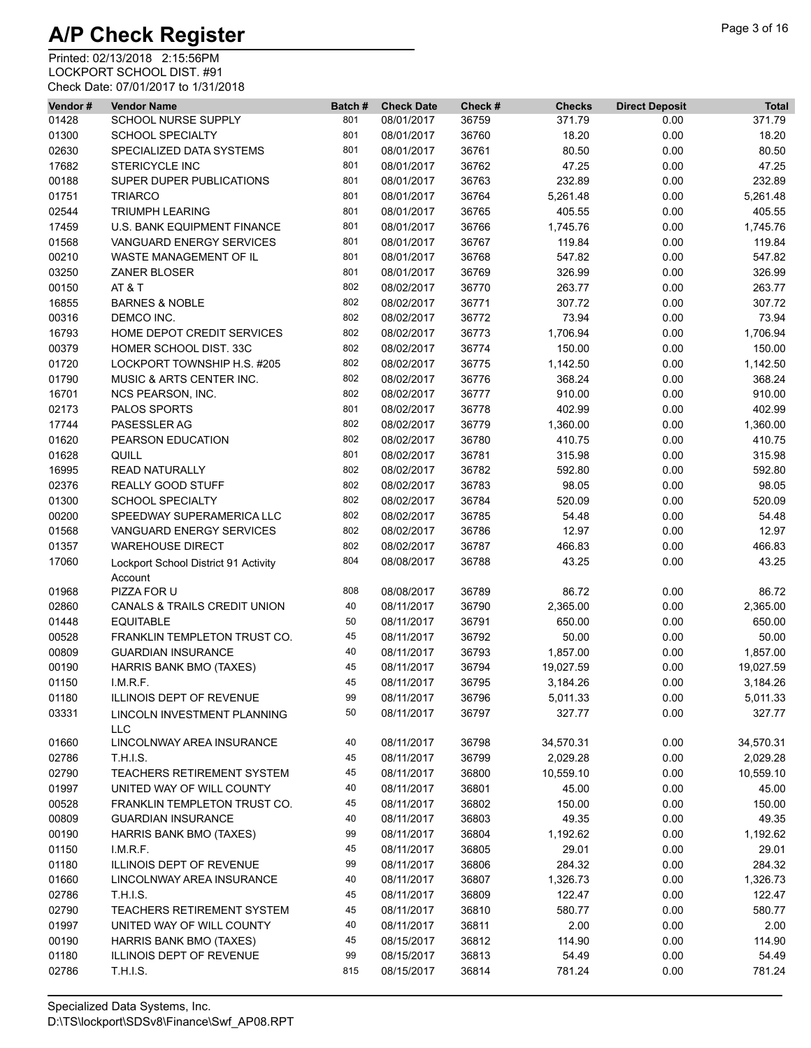# A/P Check Register

Printed: 02/13/2018 2:15:56PM
LOCKPORT SCHOOL DIST. #91
Check Date: 07/01/2017 to 1/31/2018

| Vendor # | Vendor Name | Batch # | Check Date | Check # | Checks | Direct Deposit | Total |
|---|---|---|---|---|---|---|---|
| 01428 | SCHOOL NURSE SUPPLY | 801 | 08/01/2017 | 36759 | 371.79 | 0.00 | 371.79 |
| 01300 | SCHOOL SPECIALTY | 801 | 08/01/2017 | 36760 | 18.20 | 0.00 | 18.20 |
| 02630 | SPECIALIZED DATA SYSTEMS | 801 | 08/01/2017 | 36761 | 80.50 | 0.00 | 80.50 |
| 17682 | STERICYCLE INC | 801 | 08/01/2017 | 36762 | 47.25 | 0.00 | 47.25 |
| 00188 | SUPER DUPER PUBLICATIONS | 801 | 08/01/2017 | 36763 | 232.89 | 0.00 | 232.89 |
| 01751 | TRIARCO | 801 | 08/01/2017 | 36764 | 5,261.48 | 0.00 | 5,261.48 |
| 02544 | TRIUMPH LEARING | 801 | 08/01/2017 | 36765 | 405.55 | 0.00 | 405.55 |
| 17459 | U.S. BANK EQUIPMENT FINANCE | 801 | 08/01/2017 | 36766 | 1,745.76 | 0.00 | 1,745.76 |
| 01568 | VANGUARD ENERGY SERVICES | 801 | 08/01/2017 | 36767 | 119.84 | 0.00 | 119.84 |
| 00210 | WASTE MANAGEMENT OF IL | 801 | 08/01/2017 | 36768 | 547.82 | 0.00 | 547.82 |
| 03250 | ZANER BLOSER | 801 | 08/01/2017 | 36769 | 326.99 | 0.00 | 326.99 |
| 00150 | AT & T | 802 | 08/02/2017 | 36770 | 263.77 | 0.00 | 263.77 |
| 16855 | BARNES & NOBLE | 802 | 08/02/2017 | 36771 | 307.72 | 0.00 | 307.72 |
| 00316 | DEMCO INC. | 802 | 08/02/2017 | 36772 | 73.94 | 0.00 | 73.94 |
| 16793 | HOME DEPOT CREDIT SERVICES | 802 | 08/02/2017 | 36773 | 1,706.94 | 0.00 | 1,706.94 |
| 00379 | HOMER SCHOOL DIST. 33C | 802 | 08/02/2017 | 36774 | 150.00 | 0.00 | 150.00 |
| 01720 | LOCKPORT TOWNSHIP H.S. #205 | 802 | 08/02/2017 | 36775 | 1,142.50 | 0.00 | 1,142.50 |
| 01790 | MUSIC & ARTS CENTER INC. | 802 | 08/02/2017 | 36776 | 368.24 | 0.00 | 368.24 |
| 16701 | NCS PEARSON, INC. | 802 | 08/02/2017 | 36777 | 910.00 | 0.00 | 910.00 |
| 02173 | PALOS SPORTS | 801 | 08/02/2017 | 36778 | 402.99 | 0.00 | 402.99 |
| 17744 | PASESSLER AG | 802 | 08/02/2017 | 36779 | 1,360.00 | 0.00 | 1,360.00 |
| 01620 | PEARSON EDUCATION | 802 | 08/02/2017 | 36780 | 410.75 | 0.00 | 410.75 |
| 01628 | QUILL | 801 | 08/02/2017 | 36781 | 315.98 | 0.00 | 315.98 |
| 16995 | READ NATURALLY | 802 | 08/02/2017 | 36782 | 592.80 | 0.00 | 592.80 |
| 02376 | REALLY GOOD STUFF | 802 | 08/02/2017 | 36783 | 98.05 | 0.00 | 98.05 |
| 01300 | SCHOOL SPECIALTY | 802 | 08/02/2017 | 36784 | 520.09 | 0.00 | 520.09 |
| 00200 | SPEEDWAY SUPERAMERICA LLC | 802 | 08/02/2017 | 36785 | 54.48 | 0.00 | 54.48 |
| 01568 | VANGUARD ENERGY SERVICES | 802 | 08/02/2017 | 36786 | 12.97 | 0.00 | 12.97 |
| 01357 | WAREHOUSE DIRECT | 802 | 08/02/2017 | 36787 | 466.83 | 0.00 | 466.83 |
| 17060 | Lockport School District 91 Activity Account | 804 | 08/08/2017 | 36788 | 43.25 | 0.00 | 43.25 |
| 01968 | PIZZA FOR U | 808 | 08/08/2017 | 36789 | 86.72 | 0.00 | 86.72 |
| 02860 | CANALS & TRAILS CREDIT UNION | 40 | 08/11/2017 | 36790 | 2,365.00 | 0.00 | 2,365.00 |
| 01448 | EQUITABLE | 50 | 08/11/2017 | 36791 | 650.00 | 0.00 | 650.00 |
| 00528 | FRANKLIN TEMPLETON TRUST CO. | 45 | 08/11/2017 | 36792 | 50.00 | 0.00 | 50.00 |
| 00809 | GUARDIAN INSURANCE | 40 | 08/11/2017 | 36793 | 1,857.00 | 0.00 | 1,857.00 |
| 00190 | HARRIS BANK BMO (TAXES) | 45 | 08/11/2017 | 36794 | 19,027.59 | 0.00 | 19,027.59 |
| 01150 | I.M.R.F. | 45 | 08/11/2017 | 36795 | 3,184.26 | 0.00 | 3,184.26 |
| 01180 | ILLINOIS DEPT OF REVENUE | 99 | 08/11/2017 | 36796 | 5,011.33 | 0.00 | 5,011.33 |
| 03331 | LINCOLN INVESTMENT PLANNING LLC | 50 | 08/11/2017 | 36797 | 327.77 | 0.00 | 327.77 |
| 01660 | LINCOLNWAY AREA INSURANCE | 40 | 08/11/2017 | 36798 | 34,570.31 | 0.00 | 34,570.31 |
| 02786 | T.H.I.S. | 45 | 08/11/2017 | 36799 | 2,029.28 | 0.00 | 2,029.28 |
| 02790 | TEACHERS RETIREMENT SYSTEM | 45 | 08/11/2017 | 36800 | 10,559.10 | 0.00 | 10,559.10 |
| 01997 | UNITED WAY OF WILL COUNTY | 40 | 08/11/2017 | 36801 | 45.00 | 0.00 | 45.00 |
| 00528 | FRANKLIN TEMPLETON TRUST CO. | 45 | 08/11/2017 | 36802 | 150.00 | 0.00 | 150.00 |
| 00809 | GUARDIAN INSURANCE | 40 | 08/11/2017 | 36803 | 49.35 | 0.00 | 49.35 |
| 00190 | HARRIS BANK BMO (TAXES) | 99 | 08/11/2017 | 36804 | 1,192.62 | 0.00 | 1,192.62 |
| 01150 | I.M.R.F. | 45 | 08/11/2017 | 36805 | 29.01 | 0.00 | 29.01 |
| 01180 | ILLINOIS DEPT OF REVENUE | 99 | 08/11/2017 | 36806 | 284.32 | 0.00 | 284.32 |
| 01660 | LINCOLNWAY AREA INSURANCE | 40 | 08/11/2017 | 36807 | 1,326.73 | 0.00 | 1,326.73 |
| 02786 | T.H.I.S. | 45 | 08/11/2017 | 36809 | 122.47 | 0.00 | 122.47 |
| 02790 | TEACHERS RETIREMENT SYSTEM | 45 | 08/11/2017 | 36810 | 580.77 | 0.00 | 580.77 |
| 01997 | UNITED WAY OF WILL COUNTY | 40 | 08/11/2017 | 36811 | 2.00 | 0.00 | 2.00 |
| 00190 | HARRIS BANK BMO (TAXES) | 45 | 08/15/2017 | 36812 | 114.90 | 0.00 | 114.90 |
| 01180 | ILLINOIS DEPT OF REVENUE | 99 | 08/15/2017 | 36813 | 54.49 | 0.00 | 54.49 |
| 02786 | T.H.I.S. | 815 | 08/15/2017 | 36814 | 781.24 | 0.00 | 781.24 |

Specialized Data Systems, Inc.
D:\TS\lockport\SDSv8\Finance\Swf_AP08.RPT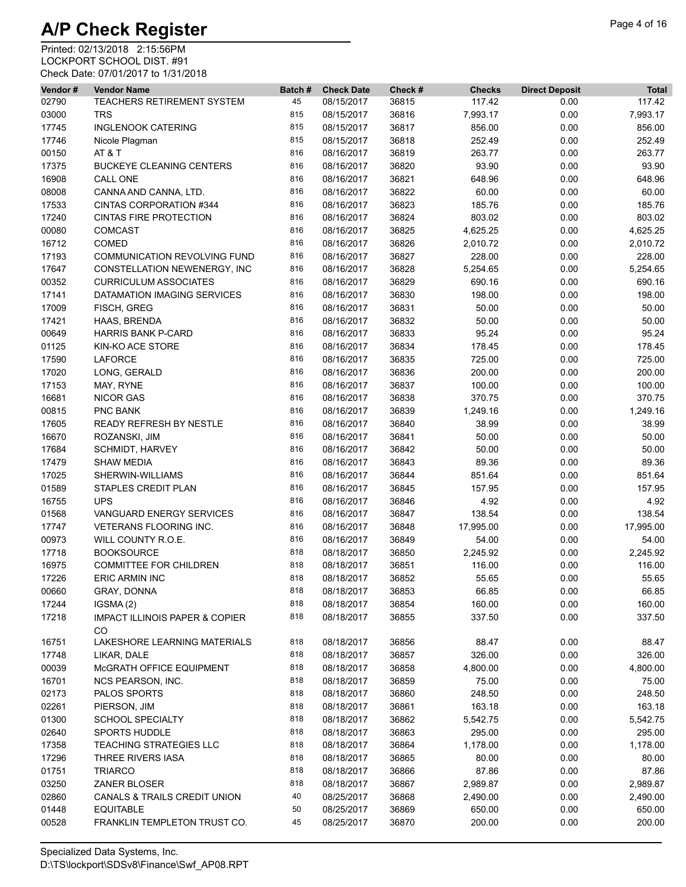# A/P Check Register

Printed: 02/13/2018 2:15:56PM
LOCKPORT SCHOOL DIST. #91
Check Date: 07/01/2017 to 1/31/2018

| Vendor # | Vendor Name | Batch # | Check Date | Check # | Checks | Direct Deposit | Total |
|---|---|---|---|---|---|---|---|
| 02790 | TEACHERS RETIREMENT SYSTEM | 45 | 08/15/2017 | 36815 | 117.42 | 0.00 | 117.42 |
| 03000 | TRS | 815 | 08/15/2017 | 36816 | 7,993.17 | 0.00 | 7,993.17 |
| 17745 | INGLENOOK CATERING | 815 | 08/15/2017 | 36817 | 856.00 | 0.00 | 856.00 |
| 17746 | Nicole Plagman | 815 | 08/15/2017 | 36818 | 252.49 | 0.00 | 252.49 |
| 00150 | AT & T | 816 | 08/16/2017 | 36819 | 263.77 | 0.00 | 263.77 |
| 17375 | BUCKEYE CLEANING CENTERS | 816 | 08/16/2017 | 36820 | 93.90 | 0.00 | 93.90 |
| 16908 | CALL ONE | 816 | 08/16/2017 | 36821 | 648.96 | 0.00 | 648.96 |
| 08008 | CANNA AND CANNA, LTD. | 816 | 08/16/2017 | 36822 | 60.00 | 0.00 | 60.00 |
| 17533 | CINTAS CORPORATION #344 | 816 | 08/16/2017 | 36823 | 185.76 | 0.00 | 185.76 |
| 17240 | CINTAS FIRE PROTECTION | 816 | 08/16/2017 | 36824 | 803.02 | 0.00 | 803.02 |
| 00080 | COMCAST | 816 | 08/16/2017 | 36825 | 4,625.25 | 0.00 | 4,625.25 |
| 16712 | COMED | 816 | 08/16/2017 | 36826 | 2,010.72 | 0.00 | 2,010.72 |
| 17193 | COMMUNICATION REVOLVING FUND | 816 | 08/16/2017 | 36827 | 228.00 | 0.00 | 228.00 |
| 17647 | CONSTELLATION NEWENERGY, INC | 816 | 08/16/2017 | 36828 | 5,254.65 | 0.00 | 5,254.65 |
| 00352 | CURRICULUM ASSOCIATES | 816 | 08/16/2017 | 36829 | 690.16 | 0.00 | 690.16 |
| 17141 | DATAMATION IMAGING SERVICES | 816 | 08/16/2017 | 36830 | 198.00 | 0.00 | 198.00 |
| 17009 | FISCH, GREG | 816 | 08/16/2017 | 36831 | 50.00 | 0.00 | 50.00 |
| 17421 | HAAS, BRENDA | 816 | 08/16/2017 | 36832 | 50.00 | 0.00 | 50.00 |
| 00649 | HARRIS BANK P-CARD | 816 | 08/16/2017 | 36833 | 95.24 | 0.00 | 95.24 |
| 01125 | KIN-KO ACE STORE | 816 | 08/16/2017 | 36834 | 178.45 | 0.00 | 178.45 |
| 17590 | LAFORCE | 816 | 08/16/2017 | 36835 | 725.00 | 0.00 | 725.00 |
| 17020 | LONG, GERALD | 816 | 08/16/2017 | 36836 | 200.00 | 0.00 | 200.00 |
| 17153 | MAY, RYNE | 816 | 08/16/2017 | 36837 | 100.00 | 0.00 | 100.00 |
| 16681 | NICOR GAS | 816 | 08/16/2017 | 36838 | 370.75 | 0.00 | 370.75 |
| 00815 | PNC BANK | 816 | 08/16/2017 | 36839 | 1,249.16 | 0.00 | 1,249.16 |
| 17605 | READY REFRESH BY NESTLE | 816 | 08/16/2017 | 36840 | 38.99 | 0.00 | 38.99 |
| 16670 | ROZANSKI, JIM | 816 | 08/16/2017 | 36841 | 50.00 | 0.00 | 50.00 |
| 17684 | SCHMIDT, HARVEY | 816 | 08/16/2017 | 36842 | 50.00 | 0.00 | 50.00 |
| 17479 | SHAW MEDIA | 816 | 08/16/2017 | 36843 | 89.36 | 0.00 | 89.36 |
| 17025 | SHERWIN-WILLIAMS | 816 | 08/16/2017 | 36844 | 851.64 | 0.00 | 851.64 |
| 01589 | STAPLES CREDIT PLAN | 816 | 08/16/2017 | 36845 | 157.95 | 0.00 | 157.95 |
| 16755 | UPS | 816 | 08/16/2017 | 36846 | 4.92 | 0.00 | 4.92 |
| 01568 | VANGUARD ENERGY SERVICES | 816 | 08/16/2017 | 36847 | 138.54 | 0.00 | 138.54 |
| 17747 | VETERANS FLOORING INC. | 816 | 08/16/2017 | 36848 | 17,995.00 | 0.00 | 17,995.00 |
| 00973 | WILL COUNTY R.O.E. | 816 | 08/16/2017 | 36849 | 54.00 | 0.00 | 54.00 |
| 17718 | BOOKSOURCE | 818 | 08/18/2017 | 36850 | 2,245.92 | 0.00 | 2,245.92 |
| 16975 | COMMITTEE FOR CHILDREN | 818 | 08/18/2017 | 36851 | 116.00 | 0.00 | 116.00 |
| 17226 | ERIC ARMIN INC | 818 | 08/18/2017 | 36852 | 55.65 | 0.00 | 55.65 |
| 00660 | GRAY, DONNA | 818 | 08/18/2017 | 36853 | 66.85 | 0.00 | 66.85 |
| 17244 | IGSMA (2) | 818 | 08/18/2017 | 36854 | 160.00 | 0.00 | 160.00 |
| 17218 | IMPACT ILLINOIS PAPER & COPIER CO | 818 | 08/18/2017 | 36855 | 337.50 | 0.00 | 337.50 |
| 16751 | LAKESHORE LEARNING MATERIALS | 818 | 08/18/2017 | 36856 | 88.47 | 0.00 | 88.47 |
| 17748 | LIKAR, DALE | 818 | 08/18/2017 | 36857 | 326.00 | 0.00 | 326.00 |
| 00039 | McGRATH OFFICE EQUIPMENT | 818 | 08/18/2017 | 36858 | 4,800.00 | 0.00 | 4,800.00 |
| 16701 | NCS PEARSON, INC. | 818 | 08/18/2017 | 36859 | 75.00 | 0.00 | 75.00 |
| 02173 | PALOS SPORTS | 818 | 08/18/2017 | 36860 | 248.50 | 0.00 | 248.50 |
| 02261 | PIERSON, JIM | 818 | 08/18/2017 | 36861 | 163.18 | 0.00 | 163.18 |
| 01300 | SCHOOL SPECIALTY | 818 | 08/18/2017 | 36862 | 5,542.75 | 0.00 | 5,542.75 |
| 02640 | SPORTS HUDDLE | 818 | 08/18/2017 | 36863 | 295.00 | 0.00 | 295.00 |
| 17358 | TEACHING STRATEGIES LLC | 818 | 08/18/2017 | 36864 | 1,178.00 | 0.00 | 1,178.00 |
| 17296 | THREE RIVERS IASA | 818 | 08/18/2017 | 36865 | 80.00 | 0.00 | 80.00 |
| 01751 | TRIARCO | 818 | 08/18/2017 | 36866 | 87.86 | 0.00 | 87.86 |
| 03250 | ZANER BLOSER | 818 | 08/18/2017 | 36867 | 2,989.87 | 0.00 | 2,989.87 |
| 02860 | CANALS & TRAILS CREDIT UNION | 40 | 08/25/2017 | 36868 | 2,490.00 | 0.00 | 2,490.00 |
| 01448 | EQUITABLE | 50 | 08/25/2017 | 36869 | 650.00 | 0.00 | 650.00 |
| 00528 | FRANKLIN TEMPLETON TRUST CO. | 45 | 08/25/2017 | 36870 | 200.00 | 0.00 | 200.00 |

Specialized Data Systems, Inc.
D:\TS\lockport\SDSv8\Finance\Swf_AP08.RPT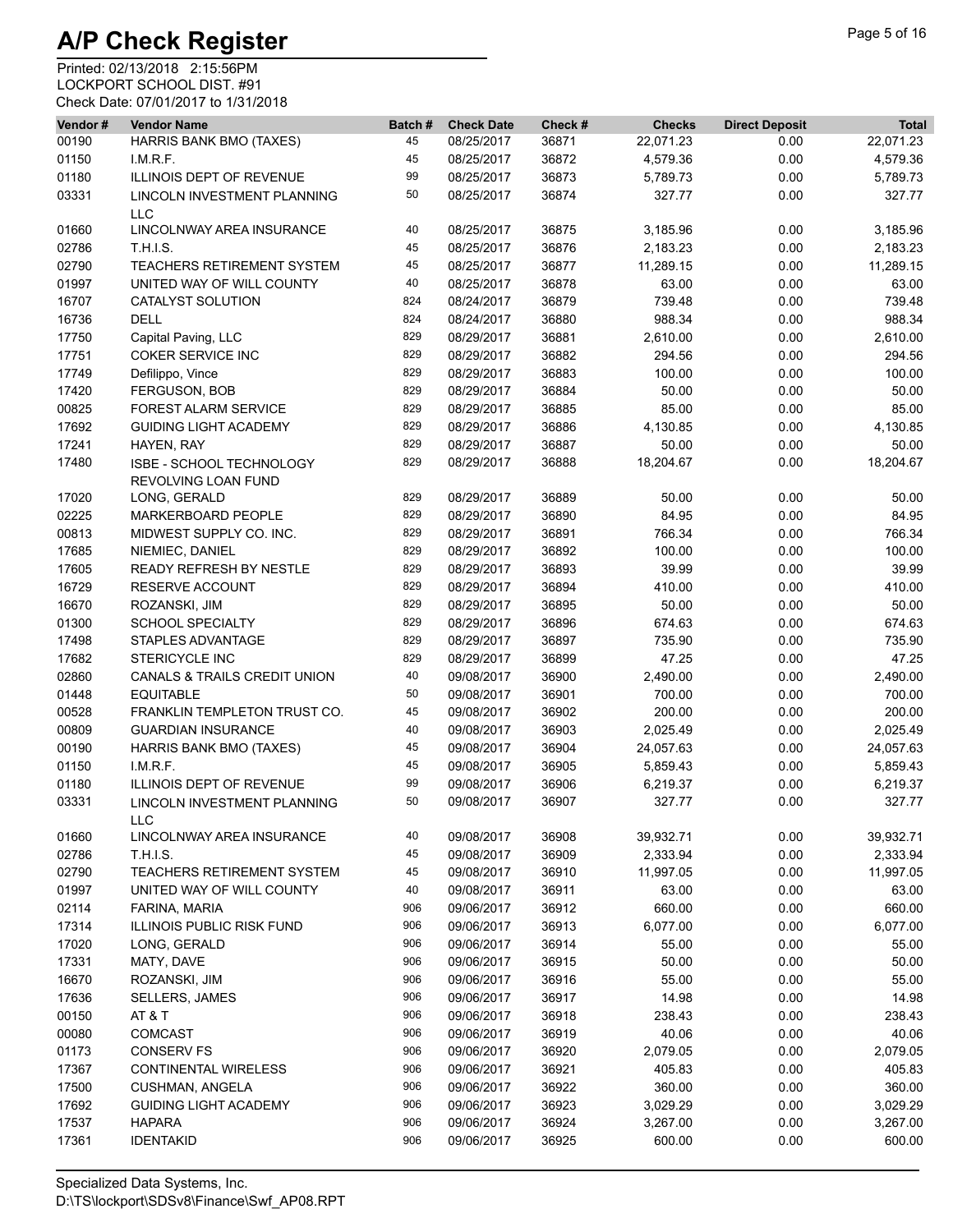# A/P Check Register

Printed: 02/13/2018 2:15:56PM
LOCKPORT SCHOOL DIST. #91
Check Date: 07/01/2017 to 1/31/2018

| Vendor # | Vendor Name | Batch # | Check Date | Check # | Checks | Direct Deposit | Total |
|---|---|---|---|---|---|---|---|
| 00190 | HARRIS BANK BMO (TAXES) | 45 | 08/25/2017 | 36871 | 22,071.23 | 0.00 | 22,071.23 |
| 01150 | I.M.R.F. | 45 | 08/25/2017 | 36872 | 4,579.36 | 0.00 | 4,579.36 |
| 01180 | ILLINOIS DEPT OF REVENUE | 99 | 08/25/2017 | 36873 | 5,789.73 | 0.00 | 5,789.73 |
| 03331 | LINCOLN INVESTMENT PLANNING LLC | 50 | 08/25/2017 | 36874 | 327.77 | 0.00 | 327.77 |
| 01660 | LINCOLNWAY AREA INSURANCE | 40 | 08/25/2017 | 36875 | 3,185.96 | 0.00 | 3,185.96 |
| 02786 | T.H.I.S. | 45 | 08/25/2017 | 36876 | 2,183.23 | 0.00 | 2,183.23 |
| 02790 | TEACHERS RETIREMENT SYSTEM | 45 | 08/25/2017 | 36877 | 11,289.15 | 0.00 | 11,289.15 |
| 01997 | UNITED WAY OF WILL COUNTY | 40 | 08/25/2017 | 36878 | 63.00 | 0.00 | 63.00 |
| 16707 | CATALYST SOLUTION | 824 | 08/24/2017 | 36879 | 739.48 | 0.00 | 739.48 |
| 16736 | DELL | 824 | 08/24/2017 | 36880 | 988.34 | 0.00 | 988.34 |
| 17750 | Capital Paving, LLC | 829 | 08/29/2017 | 36881 | 2,610.00 | 0.00 | 2,610.00 |
| 17751 | COKER SERVICE INC | 829 | 08/29/2017 | 36882 | 294.56 | 0.00 | 294.56 |
| 17749 | Defilippo, Vince | 829 | 08/29/2017 | 36883 | 100.00 | 0.00 | 100.00 |
| 17420 | FERGUSON, BOB | 829 | 08/29/2017 | 36884 | 50.00 | 0.00 | 50.00 |
| 00825 | FOREST ALARM SERVICE | 829 | 08/29/2017 | 36885 | 85.00 | 0.00 | 85.00 |
| 17692 | GUIDING LIGHT ACADEMY | 829 | 08/29/2017 | 36886 | 4,130.85 | 0.00 | 4,130.85 |
| 17241 | HAYEN, RAY | 829 | 08/29/2017 | 36887 | 50.00 | 0.00 | 50.00 |
| 17480 | ISBE - SCHOOL TECHNOLOGY REVOLVING LOAN FUND | 829 | 08/29/2017 | 36888 | 18,204.67 | 0.00 | 18,204.67 |
| 17020 | LONG, GERALD | 829 | 08/29/2017 | 36889 | 50.00 | 0.00 | 50.00 |
| 02225 | MARKERBOARD PEOPLE | 829 | 08/29/2017 | 36890 | 84.95 | 0.00 | 84.95 |
| 00813 | MIDWEST SUPPLY CO. INC. | 829 | 08/29/2017 | 36891 | 766.34 | 0.00 | 766.34 |
| 17685 | NIEMIEC, DANIEL | 829 | 08/29/2017 | 36892 | 100.00 | 0.00 | 100.00 |
| 17605 | READY REFRESH BY NESTLE | 829 | 08/29/2017 | 36893 | 39.99 | 0.00 | 39.99 |
| 16729 | RESERVE ACCOUNT | 829 | 08/29/2017 | 36894 | 410.00 | 0.00 | 410.00 |
| 16670 | ROZANSKI, JIM | 829 | 08/29/2017 | 36895 | 50.00 | 0.00 | 50.00 |
| 01300 | SCHOOL SPECIALTY | 829 | 08/29/2017 | 36896 | 674.63 | 0.00 | 674.63 |
| 17498 | STAPLES ADVANTAGE | 829 | 08/29/2017 | 36897 | 735.90 | 0.00 | 735.90 |
| 17682 | STERICYCLE INC | 829 | 08/29/2017 | 36899 | 47.25 | 0.00 | 47.25 |
| 02860 | CANALS & TRAILS CREDIT UNION | 40 | 09/08/2017 | 36900 | 2,490.00 | 0.00 | 2,490.00 |
| 01448 | EQUITABLE | 50 | 09/08/2017 | 36901 | 700.00 | 0.00 | 700.00 |
| 00528 | FRANKLIN TEMPLETON TRUST CO. | 45 | 09/08/2017 | 36902 | 200.00 | 0.00 | 200.00 |
| 00809 | GUARDIAN INSURANCE | 40 | 09/08/2017 | 36903 | 2,025.49 | 0.00 | 2,025.49 |
| 00190 | HARRIS BANK BMO (TAXES) | 45 | 09/08/2017 | 36904 | 24,057.63 | 0.00 | 24,057.63 |
| 01150 | I.M.R.F. | 45 | 09/08/2017 | 36905 | 5,859.43 | 0.00 | 5,859.43 |
| 01180 | ILLINOIS DEPT OF REVENUE | 99 | 09/08/2017 | 36906 | 6,219.37 | 0.00 | 6,219.37 |
| 03331 | LINCOLN INVESTMENT PLANNING LLC | 50 | 09/08/2017 | 36907 | 327.77 | 0.00 | 327.77 |
| 01660 | LINCOLNWAY AREA INSURANCE | 40 | 09/08/2017 | 36908 | 39,932.71 | 0.00 | 39,932.71 |
| 02786 | T.H.I.S. | 45 | 09/08/2017 | 36909 | 2,333.94 | 0.00 | 2,333.94 |
| 02790 | TEACHERS RETIREMENT SYSTEM | 45 | 09/08/2017 | 36910 | 11,997.05 | 0.00 | 11,997.05 |
| 01997 | UNITED WAY OF WILL COUNTY | 40 | 09/08/2017 | 36911 | 63.00 | 0.00 | 63.00 |
| 02114 | FARINA, MARIA | 906 | 09/06/2017 | 36912 | 660.00 | 0.00 | 660.00 |
| 17314 | ILLINOIS PUBLIC RISK FUND | 906 | 09/06/2017 | 36913 | 6,077.00 | 0.00 | 6,077.00 |
| 17020 | LONG, GERALD | 906 | 09/06/2017 | 36914 | 55.00 | 0.00 | 55.00 |
| 17331 | MATY, DAVE | 906 | 09/06/2017 | 36915 | 50.00 | 0.00 | 50.00 |
| 16670 | ROZANSKI, JIM | 906 | 09/06/2017 | 36916 | 55.00 | 0.00 | 55.00 |
| 17636 | SELLERS, JAMES | 906 | 09/06/2017 | 36917 | 14.98 | 0.00 | 14.98 |
| 00150 | AT & T | 906 | 09/06/2017 | 36918 | 238.43 | 0.00 | 238.43 |
| 00080 | COMCAST | 906 | 09/06/2017 | 36919 | 40.06 | 0.00 | 40.06 |
| 01173 | CONSERV FS | 906 | 09/06/2017 | 36920 | 2,079.05 | 0.00 | 2,079.05 |
| 17367 | CONTINENTAL WIRELESS | 906 | 09/06/2017 | 36921 | 405.83 | 0.00 | 405.83 |
| 17500 | CUSHMAN, ANGELA | 906 | 09/06/2017 | 36922 | 360.00 | 0.00 | 360.00 |
| 17692 | GUIDING LIGHT ACADEMY | 906 | 09/06/2017 | 36923 | 3,029.29 | 0.00 | 3,029.29 |
| 17537 | HAPARA | 906 | 09/06/2017 | 36924 | 3,267.00 | 0.00 | 3,267.00 |
| 17361 | IDENTAKID | 906 | 09/06/2017 | 36925 | 600.00 | 0.00 | 600.00 |

Specialized Data Systems, Inc.
D:\TS\lockport\SDSv8\Finance\Swf_AP08.RPT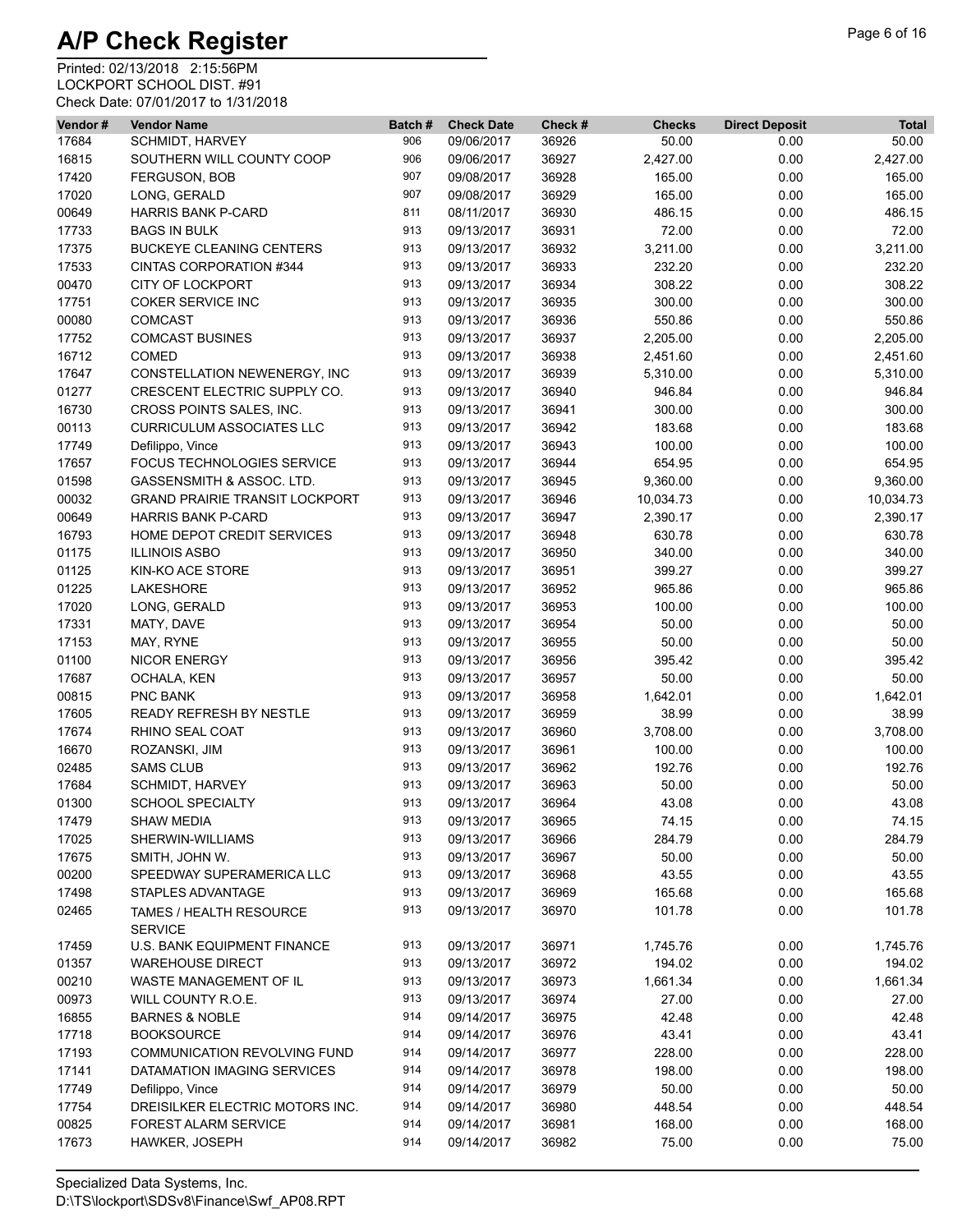# A/P Check Register

Printed: 02/13/2018 2:15:56PM
LOCKPORT SCHOOL DIST. #91
Check Date: 07/01/2017 to 1/31/2018

| Vendor # | Vendor Name | Batch # | Check Date | Check # | Checks | Direct Deposit | Total |
|---|---|---|---|---|---|---|---|
| 17684 | SCHMIDT, HARVEY | 906 | 09/06/2017 | 36926 | 50.00 | 0.00 | 50.00 |
| 16815 | SOUTHERN WILL COUNTY COOP | 906 | 09/06/2017 | 36927 | 2,427.00 | 0.00 | 2,427.00 |
| 17420 | FERGUSON, BOB | 907 | 09/08/2017 | 36928 | 165.00 | 0.00 | 165.00 |
| 17020 | LONG, GERALD | 907 | 09/08/2017 | 36929 | 165.00 | 0.00 | 165.00 |
| 00649 | HARRIS BANK P-CARD | 811 | 08/11/2017 | 36930 | 486.15 | 0.00 | 486.15 |
| 17733 | BAGS IN BULK | 913 | 09/13/2017 | 36931 | 72.00 | 0.00 | 72.00 |
| 17375 | BUCKEYE CLEANING CENTERS | 913 | 09/13/2017 | 36932 | 3,211.00 | 0.00 | 3,211.00 |
| 17533 | CINTAS CORPORATION #344 | 913 | 09/13/2017 | 36933 | 232.20 | 0.00 | 232.20 |
| 00470 | CITY OF LOCKPORT | 913 | 09/13/2017 | 36934 | 308.22 | 0.00 | 308.22 |
| 17751 | COKER SERVICE INC | 913 | 09/13/2017 | 36935 | 300.00 | 0.00 | 300.00 |
| 00080 | COMCAST | 913 | 09/13/2017 | 36936 | 550.86 | 0.00 | 550.86 |
| 17752 | COMCAST BUSINES | 913 | 09/13/2017 | 36937 | 2,205.00 | 0.00 | 2,205.00 |
| 16712 | COMED | 913 | 09/13/2017 | 36938 | 2,451.60 | 0.00 | 2,451.60 |
| 17647 | CONSTELLATION NEWENERGY, INC | 913 | 09/13/2017 | 36939 | 5,310.00 | 0.00 | 5,310.00 |
| 01277 | CRESCENT ELECTRIC SUPPLY CO. | 913 | 09/13/2017 | 36940 | 946.84 | 0.00 | 946.84 |
| 16730 | CROSS POINTS SALES, INC. | 913 | 09/13/2017 | 36941 | 300.00 | 0.00 | 300.00 |
| 00113 | CURRICULUM ASSOCIATES LLC | 913 | 09/13/2017 | 36942 | 183.68 | 0.00 | 183.68 |
| 17749 | Defilippo, Vince | 913 | 09/13/2017 | 36943 | 100.00 | 0.00 | 100.00 |
| 17657 | FOCUS TECHNOLOGIES SERVICE | 913 | 09/13/2017 | 36944 | 654.95 | 0.00 | 654.95 |
| 01598 | GASSENSMITH & ASSOC. LTD. | 913 | 09/13/2017 | 36945 | 9,360.00 | 0.00 | 9,360.00 |
| 00032 | GRAND PRAIRIE TRANSIT LOCKPORT | 913 | 09/13/2017 | 36946 | 10,034.73 | 0.00 | 10,034.73 |
| 00649 | HARRIS BANK P-CARD | 913 | 09/13/2017 | 36947 | 2,390.17 | 0.00 | 2,390.17 |
| 16793 | HOME DEPOT CREDIT SERVICES | 913 | 09/13/2017 | 36948 | 630.78 | 0.00 | 630.78 |
| 01175 | ILLINOIS ASBO | 913 | 09/13/2017 | 36950 | 340.00 | 0.00 | 340.00 |
| 01125 | KIN-KO ACE STORE | 913 | 09/13/2017 | 36951 | 399.27 | 0.00 | 399.27 |
| 01225 | LAKESHORE | 913 | 09/13/2017 | 36952 | 965.86 | 0.00 | 965.86 |
| 17020 | LONG, GERALD | 913 | 09/13/2017 | 36953 | 100.00 | 0.00 | 100.00 |
| 17331 | MATY, DAVE | 913 | 09/13/2017 | 36954 | 50.00 | 0.00 | 50.00 |
| 17153 | MAY, RYNE | 913 | 09/13/2017 | 36955 | 50.00 | 0.00 | 50.00 |
| 01100 | NICOR ENERGY | 913 | 09/13/2017 | 36956 | 395.42 | 0.00 | 395.42 |
| 17687 | OCHALA, KEN | 913 | 09/13/2017 | 36957 | 50.00 | 0.00 | 50.00 |
| 00815 | PNC BANK | 913 | 09/13/2017 | 36958 | 1,642.01 | 0.00 | 1,642.01 |
| 17605 | READY REFRESH BY NESTLE | 913 | 09/13/2017 | 36959 | 38.99 | 0.00 | 38.99 |
| 17674 | RHINO SEAL COAT | 913 | 09/13/2017 | 36960 | 3,708.00 | 0.00 | 3,708.00 |
| 16670 | ROZANSKI, JIM | 913 | 09/13/2017 | 36961 | 100.00 | 0.00 | 100.00 |
| 02485 | SAMS CLUB | 913 | 09/13/2017 | 36962 | 192.76 | 0.00 | 192.76 |
| 17684 | SCHMIDT, HARVEY | 913 | 09/13/2017 | 36963 | 50.00 | 0.00 | 50.00 |
| 01300 | SCHOOL SPECIALTY | 913 | 09/13/2017 | 36964 | 43.08 | 0.00 | 43.08 |
| 17479 | SHAW MEDIA | 913 | 09/13/2017 | 36965 | 74.15 | 0.00 | 74.15 |
| 17025 | SHERWIN-WILLIAMS | 913 | 09/13/2017 | 36966 | 284.79 | 0.00 | 284.79 |
| 17675 | SMITH, JOHN W. | 913 | 09/13/2017 | 36967 | 50.00 | 0.00 | 50.00 |
| 00200 | SPEEDWAY SUPERAMERICA LLC | 913 | 09/13/2017 | 36968 | 43.55 | 0.00 | 43.55 |
| 17498 | STAPLES ADVANTAGE | 913 | 09/13/2017 | 36969 | 165.68 | 0.00 | 165.68 |
| 02465 | TAMES / HEALTH RESOURCE SERVICE | 913 | 09/13/2017 | 36970 | 101.78 | 0.00 | 101.78 |
| 17459 | U.S. BANK EQUIPMENT FINANCE | 913 | 09/13/2017 | 36971 | 1,745.76 | 0.00 | 1,745.76 |
| 01357 | WAREHOUSE DIRECT | 913 | 09/13/2017 | 36972 | 194.02 | 0.00 | 194.02 |
| 00210 | WASTE MANAGEMENT OF IL | 913 | 09/13/2017 | 36973 | 1,661.34 | 0.00 | 1,661.34 |
| 00973 | WILL COUNTY R.O.E. | 913 | 09/13/2017 | 36974 | 27.00 | 0.00 | 27.00 |
| 16855 | BARNES & NOBLE | 914 | 09/14/2017 | 36975 | 42.48 | 0.00 | 42.48 |
| 17718 | BOOKSOURCE | 914 | 09/14/2017 | 36976 | 43.41 | 0.00 | 43.41 |
| 17193 | COMMUNICATION REVOLVING FUND | 914 | 09/14/2017 | 36977 | 228.00 | 0.00 | 228.00 |
| 17141 | DATAMATION IMAGING SERVICES | 914 | 09/14/2017 | 36978 | 198.00 | 0.00 | 198.00 |
| 17749 | Defilippo, Vince | 914 | 09/14/2017 | 36979 | 50.00 | 0.00 | 50.00 |
| 17754 | DREISILKER ELECTRIC MOTORS INC. | 914 | 09/14/2017 | 36980 | 448.54 | 0.00 | 448.54 |
| 00825 | FOREST ALARM SERVICE | 914 | 09/14/2017 | 36981 | 168.00 | 0.00 | 168.00 |
| 17673 | HAWKER, JOSEPH | 914 | 09/14/2017 | 36982 | 75.00 | 0.00 | 75.00 |

Specialized Data Systems, Inc.
D:\TS\lockport\SDSv8\Finance\Swf_AP08.RPT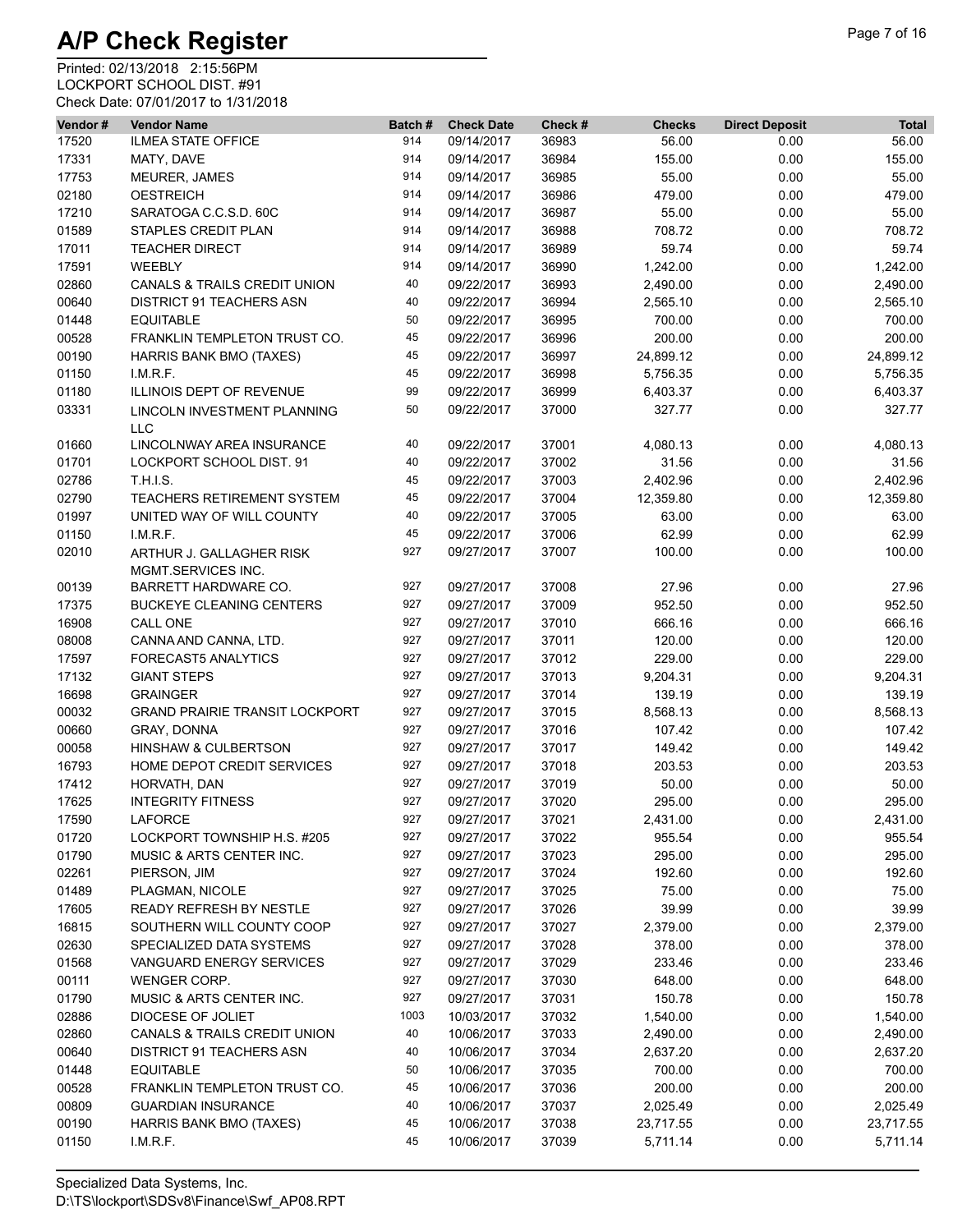# A/P Check Register

Printed: 02/13/2018 2:15:56PM
LOCKPORT SCHOOL DIST. #91
Check Date: 07/01/2017 to 1/31/2018

| Vendor # | Vendor Name | Batch # | Check Date | Check # | Checks | Direct Deposit | Total |
|---|---|---|---|---|---|---|---|
| 17520 | ILMEA STATE OFFICE | 914 | 09/14/2017 | 36983 | 56.00 | 0.00 | 56.00 |
| 17331 | MATY, DAVE | 914 | 09/14/2017 | 36984 | 155.00 | 0.00 | 155.00 |
| 17753 | MEURER, JAMES | 914 | 09/14/2017 | 36985 | 55.00 | 0.00 | 55.00 |
| 02180 | OESTREICH | 914 | 09/14/2017 | 36986 | 479.00 | 0.00 | 479.00 |
| 17210 | SARATOGA C.C.S.D. 60C | 914 | 09/14/2017 | 36987 | 55.00 | 0.00 | 55.00 |
| 01589 | STAPLES CREDIT PLAN | 914 | 09/14/2017 | 36988 | 708.72 | 0.00 | 708.72 |
| 17011 | TEACHER DIRECT | 914 | 09/14/2017 | 36989 | 59.74 | 0.00 | 59.74 |
| 17591 | WEEBLY | 914 | 09/14/2017 | 36990 | 1,242.00 | 0.00 | 1,242.00 |
| 02860 | CANALS & TRAILS CREDIT UNION | 40 | 09/22/2017 | 36993 | 2,490.00 | 0.00 | 2,490.00 |
| 00640 | DISTRICT 91 TEACHERS ASN | 40 | 09/22/2017 | 36994 | 2,565.10 | 0.00 | 2,565.10 |
| 01448 | EQUITABLE | 50 | 09/22/2017 | 36995 | 700.00 | 0.00 | 700.00 |
| 00528 | FRANKLIN TEMPLETON TRUST CO. | 45 | 09/22/2017 | 36996 | 200.00 | 0.00 | 200.00 |
| 00190 | HARRIS BANK BMO (TAXES) | 45 | 09/22/2017 | 36997 | 24,899.12 | 0.00 | 24,899.12 |
| 01150 | I.M.R.F. | 45 | 09/22/2017 | 36998 | 5,756.35 | 0.00 | 5,756.35 |
| 01180 | ILLINOIS DEPT OF REVENUE | 99 | 09/22/2017 | 36999 | 6,403.37 | 0.00 | 6,403.37 |
| 03331 | LINCOLN INVESTMENT PLANNING LLC | 50 | 09/22/2017 | 37000 | 327.77 | 0.00 | 327.77 |
| 01660 | LINCOLNWAY AREA INSURANCE | 40 | 09/22/2017 | 37001 | 4,080.13 | 0.00 | 4,080.13 |
| 01701 | LOCKPORT SCHOOL DIST. 91 | 40 | 09/22/2017 | 37002 | 31.56 | 0.00 | 31.56 |
| 02786 | T.H.I.S. | 45 | 09/22/2017 | 37003 | 2,402.96 | 0.00 | 2,402.96 |
| 02790 | TEACHERS RETIREMENT SYSTEM | 45 | 09/22/2017 | 37004 | 12,359.80 | 0.00 | 12,359.80 |
| 01997 | UNITED WAY OF WILL COUNTY | 40 | 09/22/2017 | 37005 | 63.00 | 0.00 | 63.00 |
| 01150 | I.M.R.F. | 45 | 09/22/2017 | 37006 | 62.99 | 0.00 | 62.99 |
| 02010 | ARTHUR J. GALLAGHER RISK MGMT.SERVICES INC. | 927 | 09/27/2017 | 37007 | 100.00 | 0.00 | 100.00 |
| 00139 | BARRETT HARDWARE CO. | 927 | 09/27/2017 | 37008 | 27.96 | 0.00 | 27.96 |
| 17375 | BUCKEYE CLEANING CENTERS | 927 | 09/27/2017 | 37009 | 952.50 | 0.00 | 952.50 |
| 16908 | CALL ONE | 927 | 09/27/2017 | 37010 | 666.16 | 0.00 | 666.16 |
| 08008 | CANNA AND CANNA, LTD. | 927 | 09/27/2017 | 37011 | 120.00 | 0.00 | 120.00 |
| 17597 | FORECAST5 ANALYTICS | 927 | 09/27/2017 | 37012 | 229.00 | 0.00 | 229.00 |
| 17132 | GIANT STEPS | 927 | 09/27/2017 | 37013 | 9,204.31 | 0.00 | 9,204.31 |
| 16698 | GRAINGER | 927 | 09/27/2017 | 37014 | 139.19 | 0.00 | 139.19 |
| 00032 | GRAND PRAIRIE TRANSIT LOCKPORT | 927 | 09/27/2017 | 37015 | 8,568.13 | 0.00 | 8,568.13 |
| 00660 | GRAY, DONNA | 927 | 09/27/2017 | 37016 | 107.42 | 0.00 | 107.42 |
| 00058 | HINSHAW & CULBERTSON | 927 | 09/27/2017 | 37017 | 149.42 | 0.00 | 149.42 |
| 16793 | HOME DEPOT CREDIT SERVICES | 927 | 09/27/2017 | 37018 | 203.53 | 0.00 | 203.53 |
| 17412 | HORVATH, DAN | 927 | 09/27/2017 | 37019 | 50.00 | 0.00 | 50.00 |
| 17625 | INTEGRITY FITNESS | 927 | 09/27/2017 | 37020 | 295.00 | 0.00 | 295.00 |
| 17590 | LAFORCE | 927 | 09/27/2017 | 37021 | 2,431.00 | 0.00 | 2,431.00 |
| 01720 | LOCKPORT TOWNSHIP H.S. #205 | 927 | 09/27/2017 | 37022 | 955.54 | 0.00 | 955.54 |
| 01790 | MUSIC & ARTS CENTER INC. | 927 | 09/27/2017 | 37023 | 295.00 | 0.00 | 295.00 |
| 02261 | PIERSON, JIM | 927 | 09/27/2017 | 37024 | 192.60 | 0.00 | 192.60 |
| 01489 | PLAGMAN, NICOLE | 927 | 09/27/2017 | 37025 | 75.00 | 0.00 | 75.00 |
| 17605 | READY REFRESH BY NESTLE | 927 | 09/27/2017 | 37026 | 39.99 | 0.00 | 39.99 |
| 16815 | SOUTHERN WILL COUNTY COOP | 927 | 09/27/2017 | 37027 | 2,379.00 | 0.00 | 2,379.00 |
| 02630 | SPECIALIZED DATA SYSTEMS | 927 | 09/27/2017 | 37028 | 378.00 | 0.00 | 378.00 |
| 01568 | VANGUARD ENERGY SERVICES | 927 | 09/27/2017 | 37029 | 233.46 | 0.00 | 233.46 |
| 00111 | WENGER CORP. | 927 | 09/27/2017 | 37030 | 648.00 | 0.00 | 648.00 |
| 01790 | MUSIC & ARTS CENTER INC. | 927 | 09/27/2017 | 37031 | 150.78 | 0.00 | 150.78 |
| 02886 | DIOCESE OF JOLIET | 1003 | 10/03/2017 | 37032 | 1,540.00 | 0.00 | 1,540.00 |
| 02860 | CANALS & TRAILS CREDIT UNION | 40 | 10/06/2017 | 37033 | 2,490.00 | 0.00 | 2,490.00 |
| 00640 | DISTRICT 91 TEACHERS ASN | 40 | 10/06/2017 | 37034 | 2,637.20 | 0.00 | 2,637.20 |
| 01448 | EQUITABLE | 50 | 10/06/2017 | 37035 | 700.00 | 0.00 | 700.00 |
| 00528 | FRANKLIN TEMPLETON TRUST CO. | 45 | 10/06/2017 | 37036 | 200.00 | 0.00 | 200.00 |
| 00809 | GUARDIAN INSURANCE | 40 | 10/06/2017 | 37037 | 2,025.49 | 0.00 | 2,025.49 |
| 00190 | HARRIS BANK BMO (TAXES) | 45 | 10/06/2017 | 37038 | 23,717.55 | 0.00 | 23,717.55 |
| 01150 | I.M.R.F. | 45 | 10/06/2017 | 37039 | 5,711.14 | 0.00 | 5,711.14 |

Specialized Data Systems, Inc.
D:\TS\lockport\SDSv8\Finance\Swf_AP08.RPT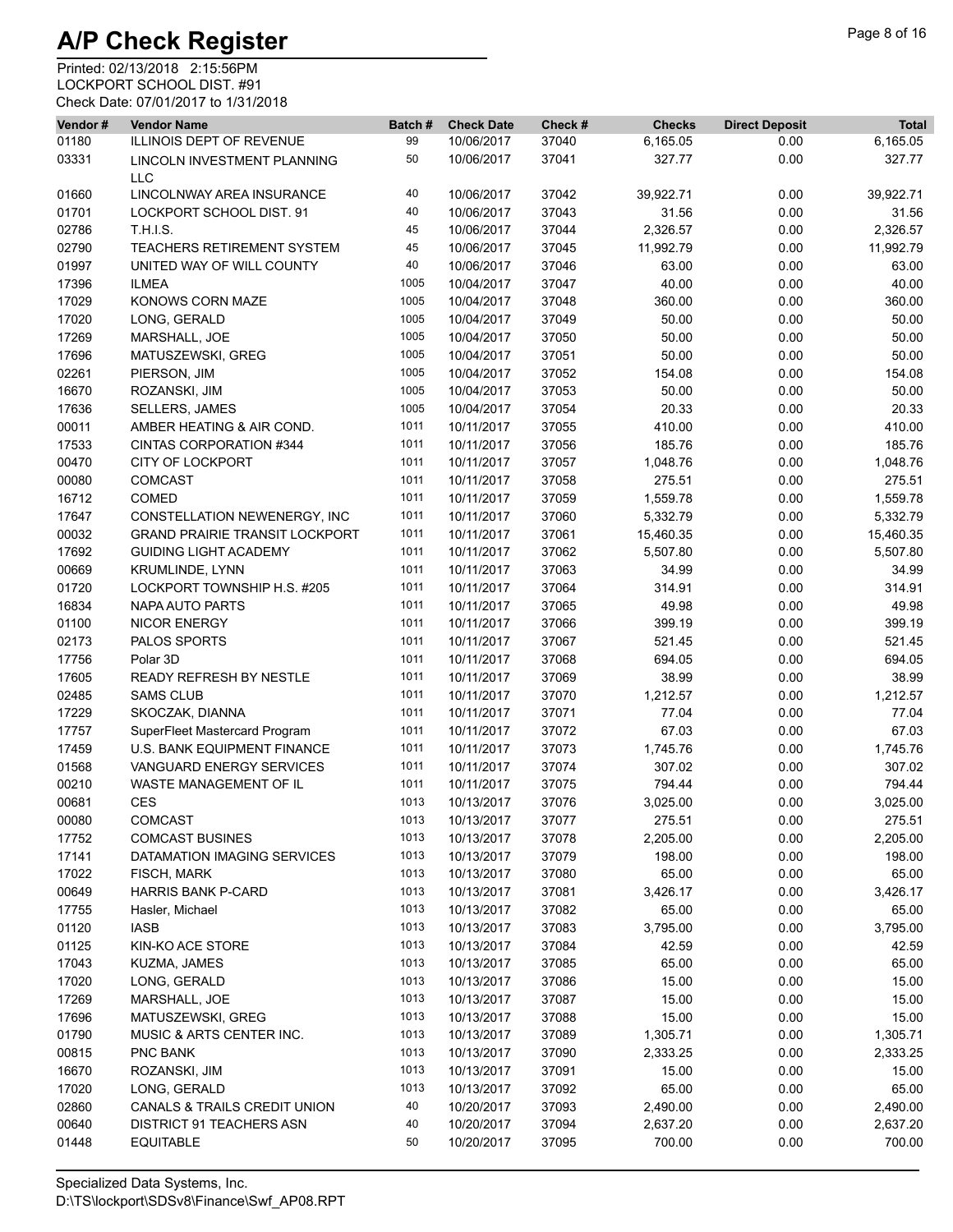# A/P Check Register

Printed: 02/13/2018 2:15:56PM
LOCKPORT SCHOOL DIST. #91
Check Date: 07/01/2017 to 1/31/2018

| Vendor # | Vendor Name | Batch # | Check Date | Check # | Checks | Direct Deposit | Total |
|---|---|---|---|---|---|---|---|
| 01180 | ILLINOIS DEPT OF REVENUE | 99 | 10/06/2017 | 37040 | 6,165.05 | 0.00 | 6,165.05 |
| 03331 | LINCOLN INVESTMENT PLANNING LLC | 50 | 10/06/2017 | 37041 | 327.77 | 0.00 | 327.77 |
| 01660 | LINCOLNWAY AREA INSURANCE | 40 | 10/06/2017 | 37042 | 39,922.71 | 0.00 | 39,922.71 |
| 01701 | LOCKPORT SCHOOL DIST. 91 | 40 | 10/06/2017 | 37043 | 31.56 | 0.00 | 31.56 |
| 02786 | T.H.I.S. | 45 | 10/06/2017 | 37044 | 2,326.57 | 0.00 | 2,326.57 |
| 02790 | TEACHERS RETIREMENT SYSTEM | 45 | 10/06/2017 | 37045 | 11,992.79 | 0.00 | 11,992.79 |
| 01997 | UNITED WAY OF WILL COUNTY | 40 | 10/06/2017 | 37046 | 63.00 | 0.00 | 63.00 |
| 17396 | ILMEA | 1005 | 10/04/2017 | 37047 | 40.00 | 0.00 | 40.00 |
| 17029 | KONOWS CORN MAZE | 1005 | 10/04/2017 | 37048 | 360.00 | 0.00 | 360.00 |
| 17020 | LONG, GERALD | 1005 | 10/04/2017 | 37049 | 50.00 | 0.00 | 50.00 |
| 17269 | MARSHALL, JOE | 1005 | 10/04/2017 | 37050 | 50.00 | 0.00 | 50.00 |
| 17696 | MATUSZEWSKI, GREG | 1005 | 10/04/2017 | 37051 | 50.00 | 0.00 | 50.00 |
| 02261 | PIERSON, JIM | 1005 | 10/04/2017 | 37052 | 154.08 | 0.00 | 154.08 |
| 16670 | ROZANSKI, JIM | 1005 | 10/04/2017 | 37053 | 50.00 | 0.00 | 50.00 |
| 17636 | SELLERS, JAMES | 1005 | 10/04/2017 | 37054 | 20.33 | 0.00 | 20.33 |
| 00011 | AMBER HEATING & AIR COND. | 1011 | 10/11/2017 | 37055 | 410.00 | 0.00 | 410.00 |
| 17533 | CINTAS CORPORATION #344 | 1011 | 10/11/2017 | 37056 | 185.76 | 0.00 | 185.76 |
| 00470 | CITY OF LOCKPORT | 1011 | 10/11/2017 | 37057 | 1,048.76 | 0.00 | 1,048.76 |
| 00080 | COMCAST | 1011 | 10/11/2017 | 37058 | 275.51 | 0.00 | 275.51 |
| 16712 | COMED | 1011 | 10/11/2017 | 37059 | 1,559.78 | 0.00 | 1,559.78 |
| 17647 | CONSTELLATION NEWENERGY, INC | 1011 | 10/11/2017 | 37060 | 5,332.79 | 0.00 | 5,332.79 |
| 00032 | GRAND PRAIRIE TRANSIT LOCKPORT | 1011 | 10/11/2017 | 37061 | 15,460.35 | 0.00 | 15,460.35 |
| 17692 | GUIDING LIGHT ACADEMY | 1011 | 10/11/2017 | 37062 | 5,507.80 | 0.00 | 5,507.80 |
| 00669 | KRUMLINDE, LYNN | 1011 | 10/11/2017 | 37063 | 34.99 | 0.00 | 34.99 |
| 01720 | LOCKPORT TOWNSHIP H.S. #205 | 1011 | 10/11/2017 | 37064 | 314.91 | 0.00 | 314.91 |
| 16834 | NAPA AUTO PARTS | 1011 | 10/11/2017 | 37065 | 49.98 | 0.00 | 49.98 |
| 01100 | NICOR ENERGY | 1011 | 10/11/2017 | 37066 | 399.19 | 0.00 | 399.19 |
| 02173 | PALOS SPORTS | 1011 | 10/11/2017 | 37067 | 521.45 | 0.00 | 521.45 |
| 17756 | Polar 3D | 1011 | 10/11/2017 | 37068 | 694.05 | 0.00 | 694.05 |
| 17605 | READY REFRESH BY NESTLE | 1011 | 10/11/2017 | 37069 | 38.99 | 0.00 | 38.99 |
| 02485 | SAMS CLUB | 1011 | 10/11/2017 | 37070 | 1,212.57 | 0.00 | 1,212.57 |
| 17229 | SKOCZAK, DIANNA | 1011 | 10/11/2017 | 37071 | 77.04 | 0.00 | 77.04 |
| 17757 | SuperFleet Mastercard Program | 1011 | 10/11/2017 | 37072 | 67.03 | 0.00 | 67.03 |
| 17459 | U.S. BANK EQUIPMENT FINANCE | 1011 | 10/11/2017 | 37073 | 1,745.76 | 0.00 | 1,745.76 |
| 01568 | VANGUARD ENERGY SERVICES | 1011 | 10/11/2017 | 37074 | 307.02 | 0.00 | 307.02 |
| 00210 | WASTE MANAGEMENT OF IL | 1011 | 10/11/2017 | 37075 | 794.44 | 0.00 | 794.44 |
| 00681 | CES | 1013 | 10/13/2017 | 37076 | 3,025.00 | 0.00 | 3,025.00 |
| 00080 | COMCAST | 1013 | 10/13/2017 | 37077 | 275.51 | 0.00 | 275.51 |
| 17752 | COMCAST BUSINES | 1013 | 10/13/2017 | 37078 | 2,205.00 | 0.00 | 2,205.00 |
| 17141 | DATAMATION IMAGING SERVICES | 1013 | 10/13/2017 | 37079 | 198.00 | 0.00 | 198.00 |
| 17022 | FISCH, MARK | 1013 | 10/13/2017 | 37080 | 65.00 | 0.00 | 65.00 |
| 00649 | HARRIS BANK P-CARD | 1013 | 10/13/2017 | 37081 | 3,426.17 | 0.00 | 3,426.17 |
| 17755 | Hasler, Michael | 1013 | 10/13/2017 | 37082 | 65.00 | 0.00 | 65.00 |
| 01120 | IASB | 1013 | 10/13/2017 | 37083 | 3,795.00 | 0.00 | 3,795.00 |
| 01125 | KIN-KO ACE STORE | 1013 | 10/13/2017 | 37084 | 42.59 | 0.00 | 42.59 |
| 17043 | KUZMA, JAMES | 1013 | 10/13/2017 | 37085 | 65.00 | 0.00 | 65.00 |
| 17020 | LONG, GERALD | 1013 | 10/13/2017 | 37086 | 15.00 | 0.00 | 15.00 |
| 17269 | MARSHALL, JOE | 1013 | 10/13/2017 | 37087 | 15.00 | 0.00 | 15.00 |
| 17696 | MATUSZEWSKI, GREG | 1013 | 10/13/2017 | 37088 | 15.00 | 0.00 | 15.00 |
| 01790 | MUSIC & ARTS CENTER INC. | 1013 | 10/13/2017 | 37089 | 1,305.71 | 0.00 | 1,305.71 |
| 00815 | PNC BANK | 1013 | 10/13/2017 | 37090 | 2,333.25 | 0.00 | 2,333.25 |
| 16670 | ROZANSKI, JIM | 1013 | 10/13/2017 | 37091 | 15.00 | 0.00 | 15.00 |
| 17020 | LONG, GERALD | 1013 | 10/13/2017 | 37092 | 65.00 | 0.00 | 65.00 |
| 02860 | CANALS & TRAILS CREDIT UNION | 40 | 10/20/2017 | 37093 | 2,490.00 | 0.00 | 2,490.00 |
| 00640 | DISTRICT 91 TEACHERS ASN | 40 | 10/20/2017 | 37094 | 2,637.20 | 0.00 | 2,637.20 |
| 01448 | EQUITABLE | 50 | 10/20/2017 | 37095 | 700.00 | 0.00 | 700.00 |

Specialized Data Systems, Inc.
D:\TS\lockport\SDSv8\Finance\Swf_AP08.RPT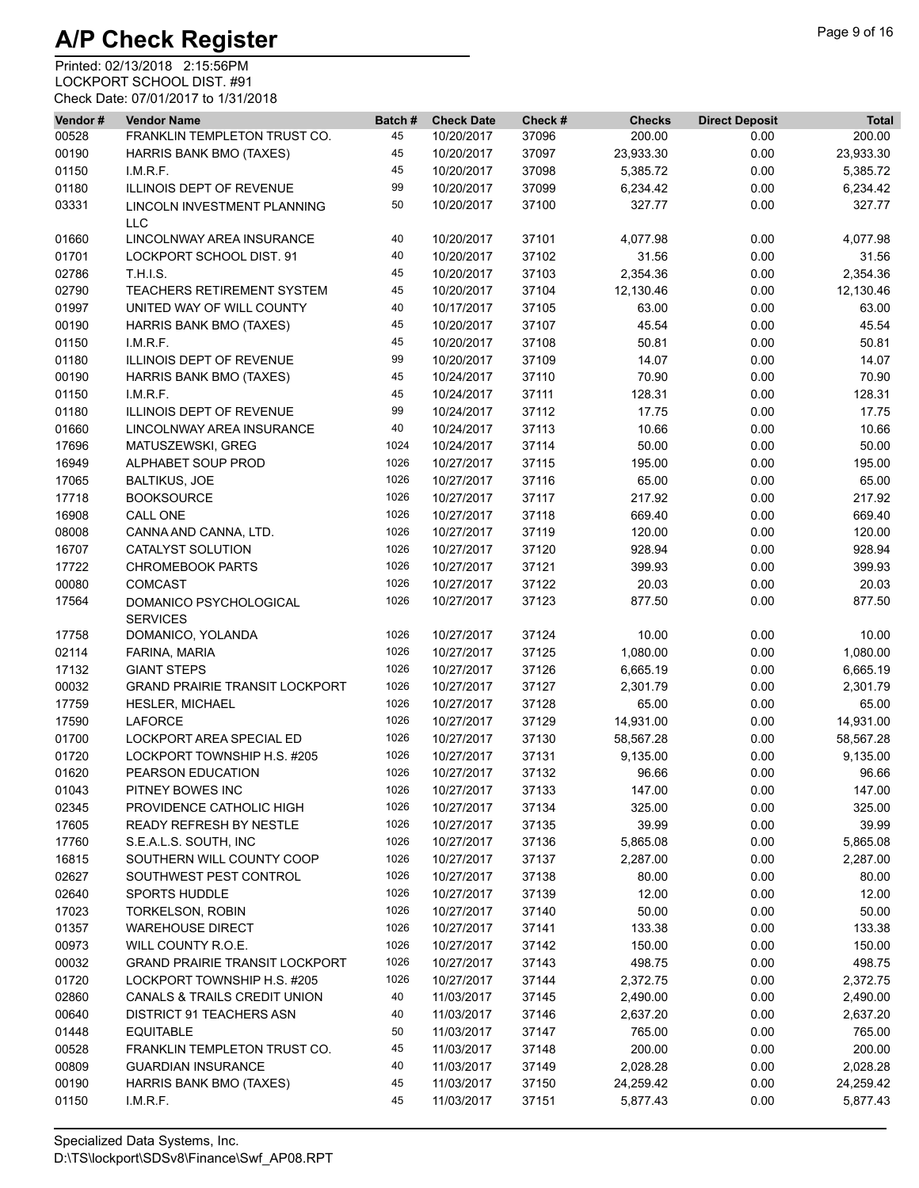# A/P Check Register

Printed: 02/13/2018 2:15:56PM
LOCKPORT SCHOOL DIST. #91
Check Date: 07/01/2017 to 1/31/2018

| Vendor # | Vendor Name | Batch # | Check Date | Check # | Checks | Direct Deposit | Total |
|---|---|---|---|---|---|---|---|
| 00528 | FRANKLIN TEMPLETON TRUST CO. | 45 | 10/20/2017 | 37096 | 200.00 | 0.00 | 200.00 |
| 00190 | HARRIS BANK BMO (TAXES) | 45 | 10/20/2017 | 37097 | 23,933.30 | 0.00 | 23,933.30 |
| 01150 | I.M.R.F. | 45 | 10/20/2017 | 37098 | 5,385.72 | 0.00 | 5,385.72 |
| 01180 | ILLINOIS DEPT OF REVENUE | 99 | 10/20/2017 | 37099 | 6,234.42 | 0.00 | 6,234.42 |
| 03331 | LINCOLN INVESTMENT PLANNING LLC | 50 | 10/20/2017 | 37100 | 327.77 | 0.00 | 327.77 |
| 01660 | LINCOLNWAY AREA INSURANCE | 40 | 10/20/2017 | 37101 | 4,077.98 | 0.00 | 4,077.98 |
| 01701 | LOCKPORT SCHOOL DIST. 91 | 40 | 10/20/2017 | 37102 | 31.56 | 0.00 | 31.56 |
| 02786 | T.H.I.S. | 45 | 10/20/2017 | 37103 | 2,354.36 | 0.00 | 2,354.36 |
| 02790 | TEACHERS RETIREMENT SYSTEM | 45 | 10/20/2017 | 37104 | 12,130.46 | 0.00 | 12,130.46 |
| 01997 | UNITED WAY OF WILL COUNTY | 40 | 10/17/2017 | 37105 | 63.00 | 0.00 | 63.00 |
| 00190 | HARRIS BANK BMO (TAXES) | 45 | 10/20/2017 | 37107 | 45.54 | 0.00 | 45.54 |
| 01150 | I.M.R.F. | 45 | 10/20/2017 | 37108 | 50.81 | 0.00 | 50.81 |
| 01180 | ILLINOIS DEPT OF REVENUE | 99 | 10/20/2017 | 37109 | 14.07 | 0.00 | 14.07 |
| 00190 | HARRIS BANK BMO (TAXES) | 45 | 10/24/2017 | 37110 | 70.90 | 0.00 | 70.90 |
| 01150 | I.M.R.F. | 45 | 10/24/2017 | 37111 | 128.31 | 0.00 | 128.31 |
| 01180 | ILLINOIS DEPT OF REVENUE | 99 | 10/24/2017 | 37112 | 17.75 | 0.00 | 17.75 |
| 01660 | LINCOLNWAY AREA INSURANCE | 40 | 10/24/2017 | 37113 | 10.66 | 0.00 | 10.66 |
| 17696 | MATUSZEWSKI, GREG | 1024 | 10/24/2017 | 37114 | 50.00 | 0.00 | 50.00 |
| 16949 | ALPHABET SOUP PROD | 1026 | 10/27/2017 | 37115 | 195.00 | 0.00 | 195.00 |
| 17065 | BALTIKUS, JOE | 1026 | 10/27/2017 | 37116 | 65.00 | 0.00 | 65.00 |
| 17718 | BOOKSOURCE | 1026 | 10/27/2017 | 37117 | 217.92 | 0.00 | 217.92 |
| 16908 | CALL ONE | 1026 | 10/27/2017 | 37118 | 669.40 | 0.00 | 669.40 |
| 08008 | CANNA AND CANNA, LTD. | 1026 | 10/27/2017 | 37119 | 120.00 | 0.00 | 120.00 |
| 16707 | CATALYST SOLUTION | 1026 | 10/27/2017 | 37120 | 928.94 | 0.00 | 928.94 |
| 17722 | CHROMEBOOK PARTS | 1026 | 10/27/2017 | 37121 | 399.93 | 0.00 | 399.93 |
| 00080 | COMCAST | 1026 | 10/27/2017 | 37122 | 20.03 | 0.00 | 20.03 |
| 17564 | DOMANICO PSYCHOLOGICAL SERVICES | 1026 | 10/27/2017 | 37123 | 877.50 | 0.00 | 877.50 |
| 17758 | DOMANICO, YOLANDA | 1026 | 10/27/2017 | 37124 | 10.00 | 0.00 | 10.00 |
| 02114 | FARINA, MARIA | 1026 | 10/27/2017 | 37125 | 1,080.00 | 0.00 | 1,080.00 |
| 17132 | GIANT STEPS | 1026 | 10/27/2017 | 37126 | 6,665.19 | 0.00 | 6,665.19 |
| 00032 | GRAND PRAIRIE TRANSIT LOCKPORT | 1026 | 10/27/2017 | 37127 | 2,301.79 | 0.00 | 2,301.79 |
| 17759 | HESLER, MICHAEL | 1026 | 10/27/2017 | 37128 | 65.00 | 0.00 | 65.00 |
| 17590 | LAFORCE | 1026 | 10/27/2017 | 37129 | 14,931.00 | 0.00 | 14,931.00 |
| 01700 | LOCKPORT AREA SPECIAL ED | 1026 | 10/27/2017 | 37130 | 58,567.28 | 0.00 | 58,567.28 |
| 01720 | LOCKPORT TOWNSHIP H.S. #205 | 1026 | 10/27/2017 | 37131 | 9,135.00 | 0.00 | 9,135.00 |
| 01620 | PEARSON EDUCATION | 1026 | 10/27/2017 | 37132 | 96.66 | 0.00 | 96.66 |
| 01043 | PITNEY BOWES INC | 1026 | 10/27/2017 | 37133 | 147.00 | 0.00 | 147.00 |
| 02345 | PROVIDENCE CATHOLIC HIGH | 1026 | 10/27/2017 | 37134 | 325.00 | 0.00 | 325.00 |
| 17605 | READY REFRESH BY NESTLE | 1026 | 10/27/2017 | 37135 | 39.99 | 0.00 | 39.99 |
| 17760 | S.E.A.L.S. SOUTH, INC | 1026 | 10/27/2017 | 37136 | 5,865.08 | 0.00 | 5,865.08 |
| 16815 | SOUTHERN WILL COUNTY COOP | 1026 | 10/27/2017 | 37137 | 2,287.00 | 0.00 | 2,287.00 |
| 02627 | SOUTHWEST PEST CONTROL | 1026 | 10/27/2017 | 37138 | 80.00 | 0.00 | 80.00 |
| 02640 | SPORTS HUDDLE | 1026 | 10/27/2017 | 37139 | 12.00 | 0.00 | 12.00 |
| 17023 | TORKELSON, ROBIN | 1026 | 10/27/2017 | 37140 | 50.00 | 0.00 | 50.00 |
| 01357 | WAREHOUSE DIRECT | 1026 | 10/27/2017 | 37141 | 133.38 | 0.00 | 133.38 |
| 00973 | WILL COUNTY R.O.E. | 1026 | 10/27/2017 | 37142 | 150.00 | 0.00 | 150.00 |
| 00032 | GRAND PRAIRIE TRANSIT LOCKPORT | 1026 | 10/27/2017 | 37143 | 498.75 | 0.00 | 498.75 |
| 01720 | LOCKPORT TOWNSHIP H.S. #205 | 1026 | 10/27/2017 | 37144 | 2,372.75 | 0.00 | 2,372.75 |
| 02860 | CANALS & TRAILS CREDIT UNION | 40 | 11/03/2017 | 37145 | 2,490.00 | 0.00 | 2,490.00 |
| 00640 | DISTRICT 91 TEACHERS ASN | 40 | 11/03/2017 | 37146 | 2,637.20 | 0.00 | 2,637.20 |
| 01448 | EQUITABLE | 50 | 11/03/2017 | 37147 | 765.00 | 0.00 | 765.00 |
| 00528 | FRANKLIN TEMPLETON TRUST CO. | 45 | 11/03/2017 | 37148 | 200.00 | 0.00 | 200.00 |
| 00809 | GUARDIAN INSURANCE | 40 | 11/03/2017 | 37149 | 2,028.28 | 0.00 | 2,028.28 |
| 00190 | HARRIS BANK BMO (TAXES) | 45 | 11/03/2017 | 37150 | 24,259.42 | 0.00 | 24,259.42 |
| 01150 | I.M.R.F. | 45 | 11/03/2017 | 37151 | 5,877.43 | 0.00 | 5,877.43 |

Specialized Data Systems, Inc.
D:\TS\lockport\SDSv8\Finance\Swf_AP08.RPT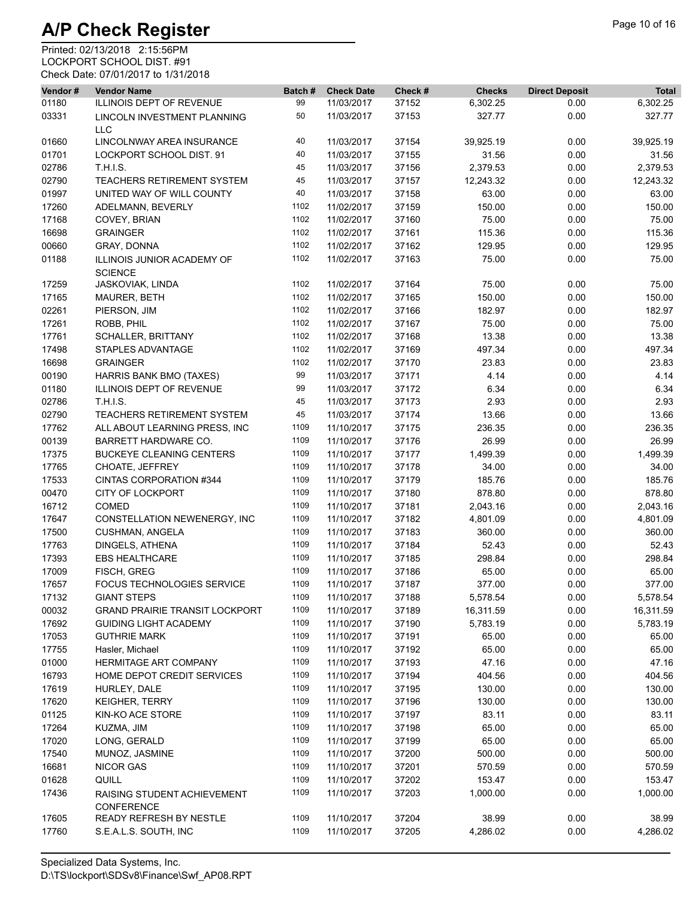# A/P Check Register

Printed: 02/13/2018 2:15:56PM
LOCKPORT SCHOOL DIST. #91
Check Date: 07/01/2017 to 1/31/2018

| Vendor # | Vendor Name | Batch # | Check Date | Check # | Checks | Direct Deposit | Total |
|---|---|---|---|---|---|---|---|
| 01180 | ILLINOIS DEPT OF REVENUE | 99 | 11/03/2017 | 37152 | 6,302.25 | 0.00 | 6,302.25 |
| 03331 | LINCOLN INVESTMENT PLANNING LLC | 50 | 11/03/2017 | 37153 | 327.77 | 0.00 | 327.77 |
| 01660 | LINCOLNWAY AREA INSURANCE | 40 | 11/03/2017 | 37154 | 39,925.19 | 0.00 | 39,925.19 |
| 01701 | LOCKPORT SCHOOL DIST. 91 | 40 | 11/03/2017 | 37155 | 31.56 | 0.00 | 31.56 |
| 02786 | T.H.I.S. | 45 | 11/03/2017 | 37156 | 2,379.53 | 0.00 | 2,379.53 |
| 02790 | TEACHERS RETIREMENT SYSTEM | 45 | 11/03/2017 | 37157 | 12,243.32 | 0.00 | 12,243.32 |
| 01997 | UNITED WAY OF WILL COUNTY | 40 | 11/03/2017 | 37158 | 63.00 | 0.00 | 63.00 |
| 17260 | ADELMANN, BEVERLY | 1102 | 11/02/2017 | 37159 | 150.00 | 0.00 | 150.00 |
| 17168 | COVEY, BRIAN | 1102 | 11/02/2017 | 37160 | 75.00 | 0.00 | 75.00 |
| 16698 | GRAINGER | 1102 | 11/02/2017 | 37161 | 115.36 | 0.00 | 115.36 |
| 00660 | GRAY, DONNA | 1102 | 11/02/2017 | 37162 | 129.95 | 0.00 | 129.95 |
| 01188 | ILLINOIS JUNIOR ACADEMY OF SCIENCE | 1102 | 11/02/2017 | 37163 | 75.00 | 0.00 | 75.00 |
| 17259 | JASKOVIAK, LINDA | 1102 | 11/02/2017 | 37164 | 75.00 | 0.00 | 75.00 |
| 17165 | MAURER, BETH | 1102 | 11/02/2017 | 37165 | 150.00 | 0.00 | 150.00 |
| 02261 | PIERSON, JIM | 1102 | 11/02/2017 | 37166 | 182.97 | 0.00 | 182.97 |
| 17261 | ROBB, PHIL | 1102 | 11/02/2017 | 37167 | 75.00 | 0.00 | 75.00 |
| 17761 | SCHALLER, BRITTANY | 1102 | 11/02/2017 | 37168 | 13.38 | 0.00 | 13.38 |
| 17498 | STAPLES ADVANTAGE | 1102 | 11/02/2017 | 37169 | 497.34 | 0.00 | 497.34 |
| 16698 | GRAINGER | 1102 | 11/02/2017 | 37170 | 23.83 | 0.00 | 23.83 |
| 00190 | HARRIS BANK BMO (TAXES) | 99 | 11/03/2017 | 37171 | 4.14 | 0.00 | 4.14 |
| 01180 | ILLINOIS DEPT OF REVENUE | 99 | 11/03/2017 | 37172 | 6.34 | 0.00 | 6.34 |
| 02786 | T.H.I.S. | 45 | 11/03/2017 | 37173 | 2.93 | 0.00 | 2.93 |
| 02790 | TEACHERS RETIREMENT SYSTEM | 45 | 11/03/2017 | 37174 | 13.66 | 0.00 | 13.66 |
| 17762 | ALL ABOUT LEARNING PRESS, INC | 1109 | 11/10/2017 | 37175 | 236.35 | 0.00 | 236.35 |
| 00139 | BARRETT HARDWARE CO. | 1109 | 11/10/2017 | 37176 | 26.99 | 0.00 | 26.99 |
| 17375 | BUCKEYE CLEANING CENTERS | 1109 | 11/10/2017 | 37177 | 1,499.39 | 0.00 | 1,499.39 |
| 17765 | CHOATE, JEFFREY | 1109 | 11/10/2017 | 37178 | 34.00 | 0.00 | 34.00 |
| 17533 | CINTAS CORPORATION #344 | 1109 | 11/10/2017 | 37179 | 185.76 | 0.00 | 185.76 |
| 00470 | CITY OF LOCKPORT | 1109 | 11/10/2017 | 37180 | 878.80 | 0.00 | 878.80 |
| 16712 | COMED | 1109 | 11/10/2017 | 37181 | 2,043.16 | 0.00 | 2,043.16 |
| 17647 | CONSTELLATION NEWENERGY, INC | 1109 | 11/10/2017 | 37182 | 4,801.09 | 0.00 | 4,801.09 |
| 17500 | CUSHMAN, ANGELA | 1109 | 11/10/2017 | 37183 | 360.00 | 0.00 | 360.00 |
| 17763 | DINGELS, ATHENA | 1109 | 11/10/2017 | 37184 | 52.43 | 0.00 | 52.43 |
| 17393 | EBS HEALTHCARE | 1109 | 11/10/2017 | 37185 | 298.84 | 0.00 | 298.84 |
| 17009 | FISCH, GREG | 1109 | 11/10/2017 | 37186 | 65.00 | 0.00 | 65.00 |
| 17657 | FOCUS TECHNOLOGIES SERVICE | 1109 | 11/10/2017 | 37187 | 377.00 | 0.00 | 377.00 |
| 17132 | GIANT STEPS | 1109 | 11/10/2017 | 37188 | 5,578.54 | 0.00 | 5,578.54 |
| 00032 | GRAND PRAIRIE TRANSIT LOCKPORT | 1109 | 11/10/2017 | 37189 | 16,311.59 | 0.00 | 16,311.59 |
| 17692 | GUIDING LIGHT ACADEMY | 1109 | 11/10/2017 | 37190 | 5,783.19 | 0.00 | 5,783.19 |
| 17053 | GUTHRIE MARK | 1109 | 11/10/2017 | 37191 | 65.00 | 0.00 | 65.00 |
| 17755 | Hasler, Michael | 1109 | 11/10/2017 | 37192 | 65.00 | 0.00 | 65.00 |
| 01000 | HERMITAGE ART COMPANY | 1109 | 11/10/2017 | 37193 | 47.16 | 0.00 | 47.16 |
| 16793 | HOME DEPOT CREDIT SERVICES | 1109 | 11/10/2017 | 37194 | 404.56 | 0.00 | 404.56 |
| 17619 | HURLEY, DALE | 1109 | 11/10/2017 | 37195 | 130.00 | 0.00 | 130.00 |
| 17620 | KEIGHER, TERRY | 1109 | 11/10/2017 | 37196 | 130.00 | 0.00 | 130.00 |
| 01125 | KIN-KO ACE STORE | 1109 | 11/10/2017 | 37197 | 83.11 | 0.00 | 83.11 |
| 17264 | KUZMA, JIM | 1109 | 11/10/2017 | 37198 | 65.00 | 0.00 | 65.00 |
| 17020 | LONG, GERALD | 1109 | 11/10/2017 | 37199 | 65.00 | 0.00 | 65.00 |
| 17540 | MUNOZ, JASMINE | 1109 | 11/10/2017 | 37200 | 500.00 | 0.00 | 500.00 |
| 16681 | NICOR GAS | 1109 | 11/10/2017 | 37201 | 570.59 | 0.00 | 570.59 |
| 01628 | QUILL | 1109 | 11/10/2017 | 37202 | 153.47 | 0.00 | 153.47 |
| 17436 | RAISING STUDENT ACHIEVEMENT CONFERENCE | 1109 | 11/10/2017 | 37203 | 1,000.00 | 0.00 | 1,000.00 |
| 17605 | READY REFRESH BY NESTLE | 1109 | 11/10/2017 | 37204 | 38.99 | 0.00 | 38.99 |
| 17760 | S.E.A.L.S. SOUTH, INC | 1109 | 11/10/2017 | 37205 | 4,286.02 | 0.00 | 4,286.02 |

Specialized Data Systems, Inc.
D:\TS\lockport\SDSv8\Finance\Swf_AP08.RPT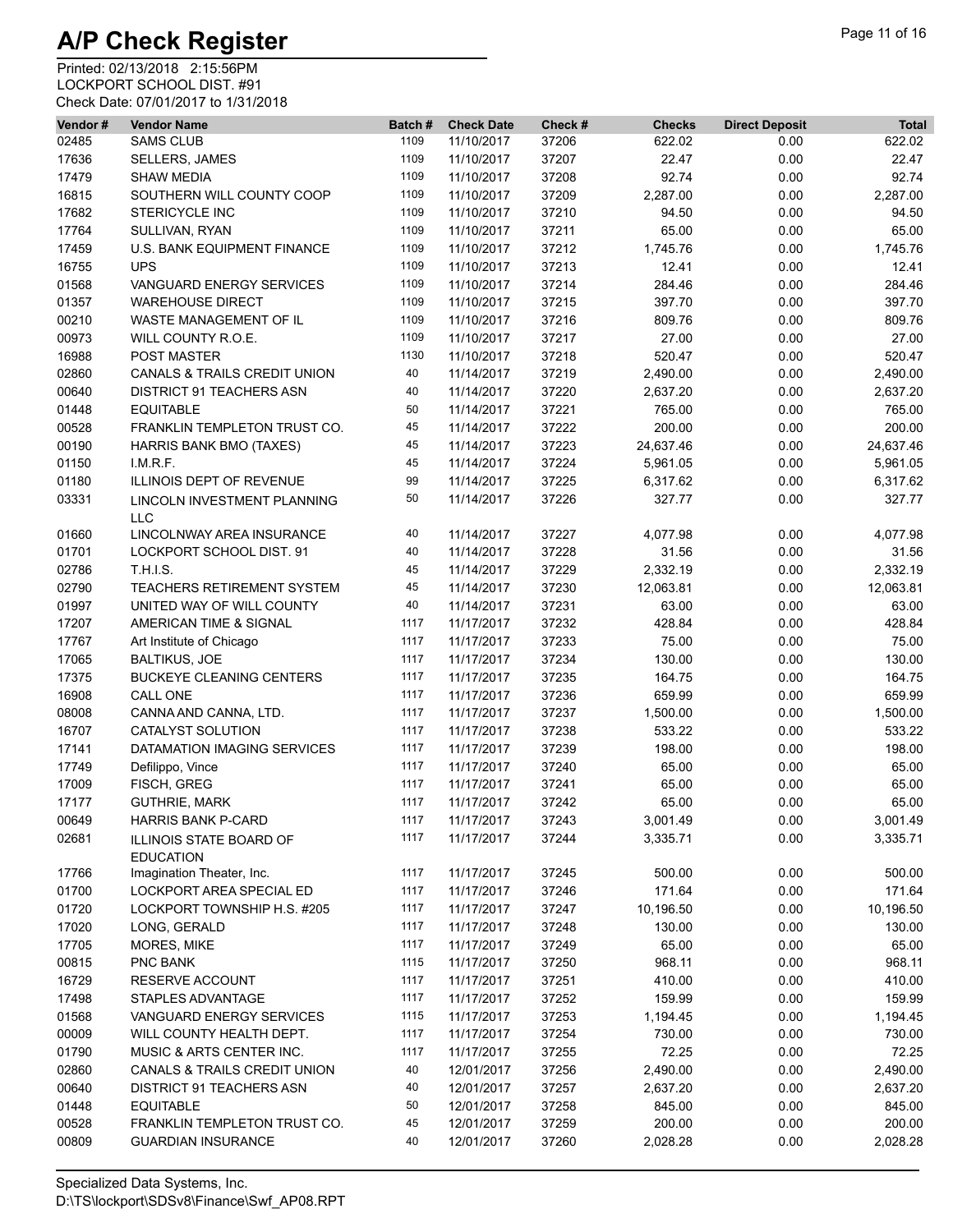# A/P Check Register

Printed: 02/13/2018 2:15:56PM
LOCKPORT SCHOOL DIST. #91
Check Date: 07/01/2017 to 1/31/2018

| Vendor # | Vendor Name | Batch # | Check Date | Check # | Checks | Direct Deposit | Total |
|---|---|---|---|---|---|---|---|
| 02485 | SAMS CLUB | 1109 | 11/10/2017 | 37206 | 622.02 | 0.00 | 622.02 |
| 17636 | SELLERS, JAMES | 1109 | 11/10/2017 | 37207 | 22.47 | 0.00 | 22.47 |
| 17479 | SHAW MEDIA | 1109 | 11/10/2017 | 37208 | 92.74 | 0.00 | 92.74 |
| 16815 | SOUTHERN WILL COUNTY COOP | 1109 | 11/10/2017 | 37209 | 2,287.00 | 0.00 | 2,287.00 |
| 17682 | STERICYCLE INC | 1109 | 11/10/2017 | 37210 | 94.50 | 0.00 | 94.50 |
| 17764 | SULLIVAN, RYAN | 1109 | 11/10/2017 | 37211 | 65.00 | 0.00 | 65.00 |
| 17459 | U.S. BANK EQUIPMENT FINANCE | 1109 | 11/10/2017 | 37212 | 1,745.76 | 0.00 | 1,745.76 |
| 16755 | UPS | 1109 | 11/10/2017 | 37213 | 12.41 | 0.00 | 12.41 |
| 01568 | VANGUARD ENERGY SERVICES | 1109 | 11/10/2017 | 37214 | 284.46 | 0.00 | 284.46 |
| 01357 | WAREHOUSE DIRECT | 1109 | 11/10/2017 | 37215 | 397.70 | 0.00 | 397.70 |
| 00210 | WASTE MANAGEMENT OF IL | 1109 | 11/10/2017 | 37216 | 809.76 | 0.00 | 809.76 |
| 00973 | WILL COUNTY R.O.E. | 1109 | 11/10/2017 | 37217 | 27.00 | 0.00 | 27.00 |
| 16988 | POST MASTER | 1130 | 11/10/2017 | 37218 | 520.47 | 0.00 | 520.47 |
| 02860 | CANALS & TRAILS CREDIT UNION | 40 | 11/14/2017 | 37219 | 2,490.00 | 0.00 | 2,490.00 |
| 00640 | DISTRICT 91 TEACHERS ASN | 40 | 11/14/2017 | 37220 | 2,637.20 | 0.00 | 2,637.20 |
| 01448 | EQUITABLE | 50 | 11/14/2017 | 37221 | 765.00 | 0.00 | 765.00 |
| 00528 | FRANKLIN TEMPLETON TRUST CO. | 45 | 11/14/2017 | 37222 | 200.00 | 0.00 | 200.00 |
| 00190 | HARRIS BANK BMO (TAXES) | 45 | 11/14/2017 | 37223 | 24,637.46 | 0.00 | 24,637.46 |
| 01150 | I.M.R.F. | 45 | 11/14/2017 | 37224 | 5,961.05 | 0.00 | 5,961.05 |
| 01180 | ILLINOIS DEPT OF REVENUE | 99 | 11/14/2017 | 37225 | 6,317.62 | 0.00 | 6,317.62 |
| 03331 | LINCOLN INVESTMENT PLANNING LLC | 50 | 11/14/2017 | 37226 | 327.77 | 0.00 | 327.77 |
| 01660 | LINCOLNWAY AREA INSURANCE | 40 | 11/14/2017 | 37227 | 4,077.98 | 0.00 | 4,077.98 |
| 01701 | LOCKPORT SCHOOL DIST. 91 | 40 | 11/14/2017 | 37228 | 31.56 | 0.00 | 31.56 |
| 02786 | T.H.I.S. | 45 | 11/14/2017 | 37229 | 2,332.19 | 0.00 | 2,332.19 |
| 02790 | TEACHERS RETIREMENT SYSTEM | 45 | 11/14/2017 | 37230 | 12,063.81 | 0.00 | 12,063.81 |
| 01997 | UNITED WAY OF WILL COUNTY | 40 | 11/14/2017 | 37231 | 63.00 | 0.00 | 63.00 |
| 17207 | AMERICAN TIME & SIGNAL | 1117 | 11/17/2017 | 37232 | 428.84 | 0.00 | 428.84 |
| 17767 | Art Institute of Chicago | 1117 | 11/17/2017 | 37233 | 75.00 | 0.00 | 75.00 |
| 17065 | BALTIKUS, JOE | 1117 | 11/17/2017 | 37234 | 130.00 | 0.00 | 130.00 |
| 17375 | BUCKEYE CLEANING CENTERS | 1117 | 11/17/2017 | 37235 | 164.75 | 0.00 | 164.75 |
| 16908 | CALL ONE | 1117 | 11/17/2017 | 37236 | 659.99 | 0.00 | 659.99 |
| 08008 | CANNA AND CANNA, LTD. | 1117 | 11/17/2017 | 37237 | 1,500.00 | 0.00 | 1,500.00 |
| 16707 | CATALYST SOLUTION | 1117 | 11/17/2017 | 37238 | 533.22 | 0.00 | 533.22 |
| 17141 | DATAMATION IMAGING SERVICES | 1117 | 11/17/2017 | 37239 | 198.00 | 0.00 | 198.00 |
| 17749 | Defilippo, Vince | 1117 | 11/17/2017 | 37240 | 65.00 | 0.00 | 65.00 |
| 17009 | FISCH, GREG | 1117 | 11/17/2017 | 37241 | 65.00 | 0.00 | 65.00 |
| 17177 | GUTHRIE, MARK | 1117 | 11/17/2017 | 37242 | 65.00 | 0.00 | 65.00 |
| 00649 | HARRIS BANK P-CARD | 1117 | 11/17/2017 | 37243 | 3,001.49 | 0.00 | 3,001.49 |
| 02681 | ILLINOIS STATE BOARD OF EDUCATION | 1117 | 11/17/2017 | 37244 | 3,335.71 | 0.00 | 3,335.71 |
| 17766 | Imagination Theater, Inc. | 1117 | 11/17/2017 | 37245 | 500.00 | 0.00 | 500.00 |
| 01700 | LOCKPORT AREA SPECIAL ED | 1117 | 11/17/2017 | 37246 | 171.64 | 0.00 | 171.64 |
| 01720 | LOCKPORT TOWNSHIP H.S. #205 | 1117 | 11/17/2017 | 37247 | 10,196.50 | 0.00 | 10,196.50 |
| 17020 | LONG, GERALD | 1117 | 11/17/2017 | 37248 | 130.00 | 0.00 | 130.00 |
| 17705 | MORES, MIKE | 1117 | 11/17/2017 | 37249 | 65.00 | 0.00 | 65.00 |
| 00815 | PNC BANK | 1115 | 11/17/2017 | 37250 | 968.11 | 0.00 | 968.11 |
| 16729 | RESERVE ACCOUNT | 1117 | 11/17/2017 | 37251 | 410.00 | 0.00 | 410.00 |
| 17498 | STAPLES ADVANTAGE | 1117 | 11/17/2017 | 37252 | 159.99 | 0.00 | 159.99 |
| 01568 | VANGUARD ENERGY SERVICES | 1115 | 11/17/2017 | 37253 | 1,194.45 | 0.00 | 1,194.45 |
| 00009 | WILL COUNTY HEALTH DEPT. | 1117 | 11/17/2017 | 37254 | 730.00 | 0.00 | 730.00 |
| 01790 | MUSIC & ARTS CENTER INC. | 1117 | 11/17/2017 | 37255 | 72.25 | 0.00 | 72.25 |
| 02860 | CANALS & TRAILS CREDIT UNION | 40 | 12/01/2017 | 37256 | 2,490.00 | 0.00 | 2,490.00 |
| 00640 | DISTRICT 91 TEACHERS ASN | 40 | 12/01/2017 | 37257 | 2,637.20 | 0.00 | 2,637.20 |
| 01448 | EQUITABLE | 50 | 12/01/2017 | 37258 | 845.00 | 0.00 | 845.00 |
| 00528 | FRANKLIN TEMPLETON TRUST CO. | 45 | 12/01/2017 | 37259 | 200.00 | 0.00 | 200.00 |
| 00809 | GUARDIAN INSURANCE | 40 | 12/01/2017 | 37260 | 2,028.28 | 0.00 | 2,028.28 |

Specialized Data Systems, Inc.
D:\TS\lockport\SDSv8\Finance\Swf_AP08.RPT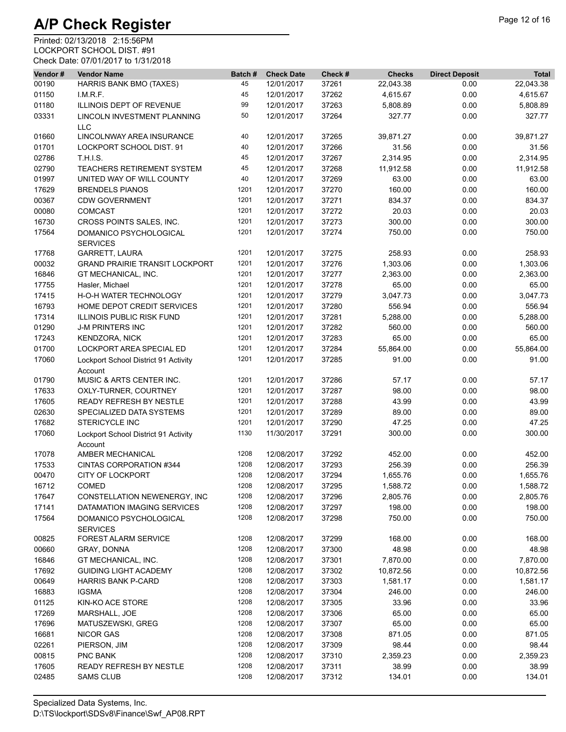# A/P Check Register

Printed: 02/13/2018 2:15:56PM
LOCKPORT SCHOOL DIST. #91
Check Date: 07/01/2017 to 1/31/2018

| Vendor # | Vendor Name | Batch # | Check Date | Check # | Checks | Direct Deposit | Total |
|---|---|---|---|---|---|---|---|
| 00190 | HARRIS BANK BMO (TAXES) | 45 | 12/01/2017 | 37261 | 22,043.38 | 0.00 | 22,043.38 |
| 01150 | I.M.R.F. | 45 | 12/01/2017 | 37262 | 4,615.67 | 0.00 | 4,615.67 |
| 01180 | ILLINOIS DEPT OF REVENUE | 99 | 12/01/2017 | 37263 | 5,808.89 | 0.00 | 5,808.89 |
| 03331 | LINCOLN INVESTMENT PLANNING LLC | 50 | 12/01/2017 | 37264 | 327.77 | 0.00 | 327.77 |
| 01660 | LINCOLNWAY AREA INSURANCE | 40 | 12/01/2017 | 37265 | 39,871.27 | 0.00 | 39,871.27 |
| 01701 | LOCKPORT SCHOOL DIST. 91 | 40 | 12/01/2017 | 37266 | 31.56 | 0.00 | 31.56 |
| 02786 | T.H.I.S. | 45 | 12/01/2017 | 37267 | 2,314.95 | 0.00 | 2,314.95 |
| 02790 | TEACHERS RETIREMENT SYSTEM | 45 | 12/01/2017 | 37268 | 11,912.58 | 0.00 | 11,912.58 |
| 01997 | UNITED WAY OF WILL COUNTY | 40 | 12/01/2017 | 37269 | 63.00 | 0.00 | 63.00 |
| 17629 | BRENDELS PIANOS | 1201 | 12/01/2017 | 37270 | 160.00 | 0.00 | 160.00 |
| 00367 | CDW GOVERNMENT | 1201 | 12/01/2017 | 37271 | 834.37 | 0.00 | 834.37 |
| 00080 | COMCAST | 1201 | 12/01/2017 | 37272 | 20.03 | 0.00 | 20.03 |
| 16730 | CROSS POINTS SALES, INC. | 1201 | 12/01/2017 | 37273 | 300.00 | 0.00 | 300.00 |
| 17564 | DOMANICO PSYCHOLOGICAL SERVICES | 1201 | 12/01/2017 | 37274 | 750.00 | 0.00 | 750.00 |
| 17768 | GARRETT, LAURA | 1201 | 12/01/2017 | 37275 | 258.93 | 0.00 | 258.93 |
| 00032 | GRAND PRAIRIE TRANSIT LOCKPORT | 1201 | 12/01/2017 | 37276 | 1,303.06 | 0.00 | 1,303.06 |
| 16846 | GT MECHANICAL, INC. | 1201 | 12/01/2017 | 37277 | 2,363.00 | 0.00 | 2,363.00 |
| 17755 | Hasler, Michael | 1201 | 12/01/2017 | 37278 | 65.00 | 0.00 | 65.00 |
| 17415 | H-O-H WATER TECHNOLOGY | 1201 | 12/01/2017 | 37279 | 3,047.73 | 0.00 | 3,047.73 |
| 16793 | HOME DEPOT CREDIT SERVICES | 1201 | 12/01/2017 | 37280 | 556.94 | 0.00 | 556.94 |
| 17314 | ILLINOIS PUBLIC RISK FUND | 1201 | 12/01/2017 | 37281 | 5,288.00 | 0.00 | 5,288.00 |
| 01290 | J-M PRINTERS INC | 1201 | 12/01/2017 | 37282 | 560.00 | 0.00 | 560.00 |
| 17243 | KENDZORA, NICK | 1201 | 12/01/2017 | 37283 | 65.00 | 0.00 | 65.00 |
| 01700 | LOCKPORT AREA SPECIAL ED | 1201 | 12/01/2017 | 37284 | 55,864.00 | 0.00 | 55,864.00 |
| 17060 | Lockport School District 91 Activity Account | 1201 | 12/01/2017 | 37285 | 91.00 | 0.00 | 91.00 |
| 01790 | MUSIC & ARTS CENTER INC. | 1201 | 12/01/2017 | 37286 | 57.17 | 0.00 | 57.17 |
| 17633 | OXLY-TURNER, COURTNEY | 1201 | 12/01/2017 | 37287 | 98.00 | 0.00 | 98.00 |
| 17605 | READY REFRESH BY NESTLE | 1201 | 12/01/2017 | 37288 | 43.99 | 0.00 | 43.99 |
| 02630 | SPECIALIZED DATA SYSTEMS | 1201 | 12/01/2017 | 37289 | 89.00 | 0.00 | 89.00 |
| 17682 | STERICYCLE INC | 1201 | 12/01/2017 | 37290 | 47.25 | 0.00 | 47.25 |
| 17060 | Lockport School District 91 Activity Account | 1130 | 11/30/2017 | 37291 | 300.00 | 0.00 | 300.00 |
| 17078 | AMBER MECHANICAL | 1208 | 12/08/2017 | 37292 | 452.00 | 0.00 | 452.00 |
| 17533 | CINTAS CORPORATION #344 | 1208 | 12/08/2017 | 37293 | 256.39 | 0.00 | 256.39 |
| 00470 | CITY OF LOCKPORT | 1208 | 12/08/2017 | 37294 | 1,655.76 | 0.00 | 1,655.76 |
| 16712 | COMED | 1208 | 12/08/2017 | 37295 | 1,588.72 | 0.00 | 1,588.72 |
| 17647 | CONSTELLATION NEWENERGY, INC | 1208 | 12/08/2017 | 37296 | 2,805.76 | 0.00 | 2,805.76 |
| 17141 | DATAMATION IMAGING SERVICES | 1208 | 12/08/2017 | 37297 | 198.00 | 0.00 | 198.00 |
| 17564 | DOMANICO PSYCHOLOGICAL SERVICES | 1208 | 12/08/2017 | 37298 | 750.00 | 0.00 | 750.00 |
| 00825 | FOREST ALARM SERVICE | 1208 | 12/08/2017 | 37299 | 168.00 | 0.00 | 168.00 |
| 00660 | GRAY, DONNA | 1208 | 12/08/2017 | 37300 | 48.98 | 0.00 | 48.98 |
| 16846 | GT MECHANICAL, INC. | 1208 | 12/08/2017 | 37301 | 7,870.00 | 0.00 | 7,870.00 |
| 17692 | GUIDING LIGHT ACADEMY | 1208 | 12/08/2017 | 37302 | 10,872.56 | 0.00 | 10,872.56 |
| 00649 | HARRIS BANK P-CARD | 1208 | 12/08/2017 | 37303 | 1,581.17 | 0.00 | 1,581.17 |
| 16883 | IGSMA | 1208 | 12/08/2017 | 37304 | 246.00 | 0.00 | 246.00 |
| 01125 | KIN-KO ACE STORE | 1208 | 12/08/2017 | 37305 | 33.96 | 0.00 | 33.96 |
| 17269 | MARSHALL, JOE | 1208 | 12/08/2017 | 37306 | 65.00 | 0.00 | 65.00 |
| 17696 | MATUSZEWSKI, GREG | 1208 | 12/08/2017 | 37307 | 65.00 | 0.00 | 65.00 |
| 16681 | NICOR GAS | 1208 | 12/08/2017 | 37308 | 871.05 | 0.00 | 871.05 |
| 02261 | PIERSON, JIM | 1208 | 12/08/2017 | 37309 | 98.44 | 0.00 | 98.44 |
| 00815 | PNC BANK | 1208 | 12/08/2017 | 37310 | 2,359.23 | 0.00 | 2,359.23 |
| 17605 | READY REFRESH BY NESTLE | 1208 | 12/08/2017 | 37311 | 38.99 | 0.00 | 38.99 |
| 02485 | SAMS CLUB | 1208 | 12/08/2017 | 37312 | 134.01 | 0.00 | 134.01 |

Specialized Data Systems, Inc.
D:\TS\lockport\SDSv8\Finance\Swf_AP08.RPT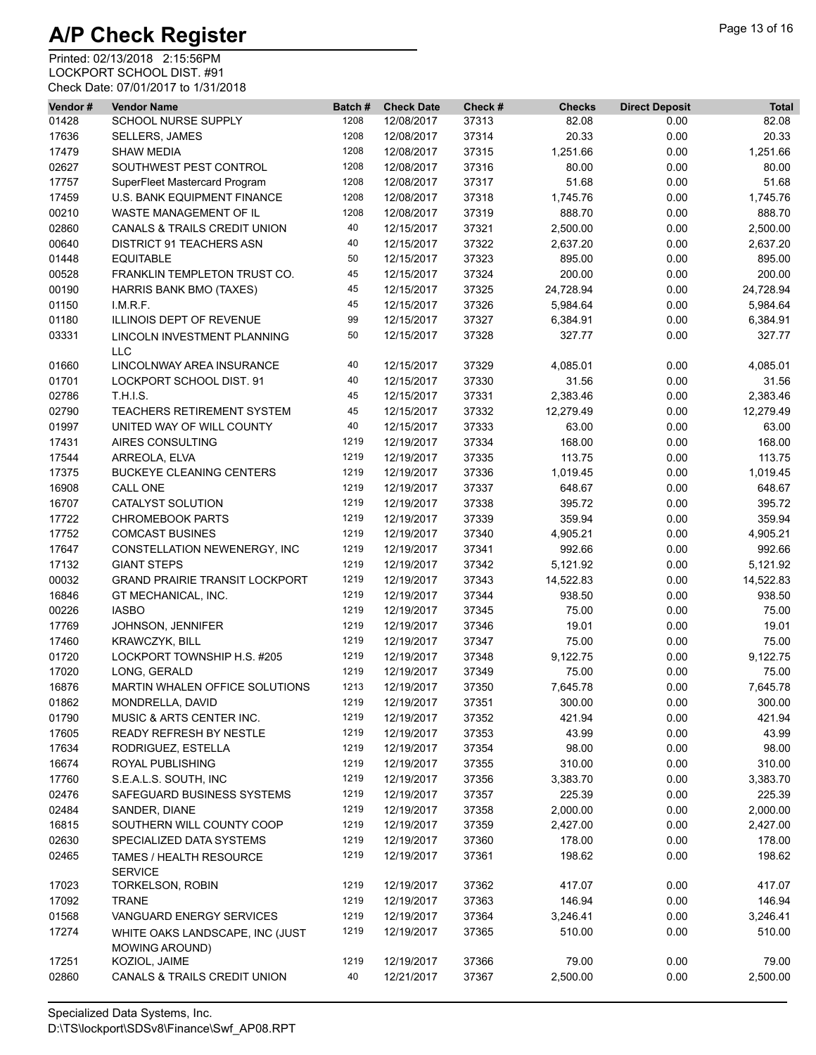# A/P Check Register

Printed: 02/13/2018 2:15:56PM
LOCKPORT SCHOOL DIST. #91
Check Date: 07/01/2017 to 1/31/2018

| Vendor # | Vendor Name | Batch # | Check Date | Check # | Checks | Direct Deposit | Total |
|---|---|---|---|---|---|---|---|
| 01428 | SCHOOL NURSE SUPPLY | 1208 | 12/08/2017 | 37313 | 82.08 | 0.00 | 82.08 |
| 17636 | SELLERS, JAMES | 1208 | 12/08/2017 | 37314 | 20.33 | 0.00 | 20.33 |
| 17479 | SHAW MEDIA | 1208 | 12/08/2017 | 37315 | 1,251.66 | 0.00 | 1,251.66 |
| 02627 | SOUTHWEST PEST CONTROL | 1208 | 12/08/2017 | 37316 | 80.00 | 0.00 | 80.00 |
| 17757 | SuperFleet Mastercard Program | 1208 | 12/08/2017 | 37317 | 51.68 | 0.00 | 51.68 |
| 17459 | U.S. BANK EQUIPMENT FINANCE | 1208 | 12/08/2017 | 37318 | 1,745.76 | 0.00 | 1,745.76 |
| 00210 | WASTE MANAGEMENT OF IL | 1208 | 12/08/2017 | 37319 | 888.70 | 0.00 | 888.70 |
| 02860 | CANALS & TRAILS CREDIT UNION | 40 | 12/15/2017 | 37321 | 2,500.00 | 0.00 | 2,500.00 |
| 00640 | DISTRICT 91 TEACHERS ASN | 40 | 12/15/2017 | 37322 | 2,637.20 | 0.00 | 2,637.20 |
| 01448 | EQUITABLE | 50 | 12/15/2017 | 37323 | 895.00 | 0.00 | 895.00 |
| 00528 | FRANKLIN TEMPLETON TRUST CO. | 45 | 12/15/2017 | 37324 | 200.00 | 0.00 | 200.00 |
| 00190 | HARRIS BANK BMO (TAXES) | 45 | 12/15/2017 | 37325 | 24,728.94 | 0.00 | 24,728.94 |
| 01150 | I.M.R.F. | 45 | 12/15/2017 | 37326 | 5,984.64 | 0.00 | 5,984.64 |
| 01180 | ILLINOIS DEPT OF REVENUE | 99 | 12/15/2017 | 37327 | 6,384.91 | 0.00 | 6,384.91 |
| 03331 | LINCOLN INVESTMENT PLANNING LLC | 50 | 12/15/2017 | 37328 | 327.77 | 0.00 | 327.77 |
| 01660 | LINCOLNWAY AREA INSURANCE | 40 | 12/15/2017 | 37329 | 4,085.01 | 0.00 | 4,085.01 |
| 01701 | LOCKPORT SCHOOL DIST. 91 | 40 | 12/15/2017 | 37330 | 31.56 | 0.00 | 31.56 |
| 02786 | T.H.I.S. | 45 | 12/15/2017 | 37331 | 2,383.46 | 0.00 | 2,383.46 |
| 02790 | TEACHERS RETIREMENT SYSTEM | 45 | 12/15/2017 | 37332 | 12,279.49 | 0.00 | 12,279.49 |
| 01997 | UNITED WAY OF WILL COUNTY | 40 | 12/15/2017 | 37333 | 63.00 | 0.00 | 63.00 |
| 17431 | AIRES CONSULTING | 1219 | 12/19/2017 | 37334 | 168.00 | 0.00 | 168.00 |
| 17544 | ARREOLA, ELVA | 1219 | 12/19/2017 | 37335 | 113.75 | 0.00 | 113.75 |
| 17375 | BUCKEYE CLEANING CENTERS | 1219 | 12/19/2017 | 37336 | 1,019.45 | 0.00 | 1,019.45 |
| 16908 | CALL ONE | 1219 | 12/19/2017 | 37337 | 648.67 | 0.00 | 648.67 |
| 16707 | CATALYST SOLUTION | 1219 | 12/19/2017 | 37338 | 395.72 | 0.00 | 395.72 |
| 17722 | CHROMEBOOK PARTS | 1219 | 12/19/2017 | 37339 | 359.94 | 0.00 | 359.94 |
| 17752 | COMCAST BUSINES | 1219 | 12/19/2017 | 37340 | 4,905.21 | 0.00 | 4,905.21 |
| 17647 | CONSTELLATION NEWENERGY, INC | 1219 | 12/19/2017 | 37341 | 992.66 | 0.00 | 992.66 |
| 17132 | GIANT STEPS | 1219 | 12/19/2017 | 37342 | 5,121.92 | 0.00 | 5,121.92 |
| 00032 | GRAND PRAIRIE TRANSIT LOCKPORT | 1219 | 12/19/2017 | 37343 | 14,522.83 | 0.00 | 14,522.83 |
| 16846 | GT MECHANICAL, INC. | 1219 | 12/19/2017 | 37344 | 938.50 | 0.00 | 938.50 |
| 00226 | IASBO | 1219 | 12/19/2017 | 37345 | 75.00 | 0.00 | 75.00 |
| 17769 | JOHNSON, JENNIFER | 1219 | 12/19/2017 | 37346 | 19.01 | 0.00 | 19.01 |
| 17460 | KRAWCZYK, BILL | 1219 | 12/19/2017 | 37347 | 75.00 | 0.00 | 75.00 |
| 01720 | LOCKPORT TOWNSHIP H.S. #205 | 1219 | 12/19/2017 | 37348 | 9,122.75 | 0.00 | 9,122.75 |
| 17020 | LONG, GERALD | 1219 | 12/19/2017 | 37349 | 75.00 | 0.00 | 75.00 |
| 16876 | MARTIN WHALEN OFFICE SOLUTIONS | 1213 | 12/19/2017 | 37350 | 7,645.78 | 0.00 | 7,645.78 |
| 01862 | MONDRELLA, DAVID | 1219 | 12/19/2017 | 37351 | 300.00 | 0.00 | 300.00 |
| 01790 | MUSIC & ARTS CENTER INC. | 1219 | 12/19/2017 | 37352 | 421.94 | 0.00 | 421.94 |
| 17605 | READY REFRESH BY NESTLE | 1219 | 12/19/2017 | 37353 | 43.99 | 0.00 | 43.99 |
| 17634 | RODRIGUEZ, ESTELLA | 1219 | 12/19/2017 | 37354 | 98.00 | 0.00 | 98.00 |
| 16674 | ROYAL PUBLISHING | 1219 | 12/19/2017 | 37355 | 310.00 | 0.00 | 310.00 |
| 17760 | S.E.A.L.S. SOUTH, INC | 1219 | 12/19/2017 | 37356 | 3,383.70 | 0.00 | 3,383.70 |
| 02476 | SAFEGUARD BUSINESS SYSTEMS | 1219 | 12/19/2017 | 37357 | 225.39 | 0.00 | 225.39 |
| 02484 | SANDER, DIANE | 1219 | 12/19/2017 | 37358 | 2,000.00 | 0.00 | 2,000.00 |
| 16815 | SOUTHERN WILL COUNTY COOP | 1219 | 12/19/2017 | 37359 | 2,427.00 | 0.00 | 2,427.00 |
| 02630 | SPECIALIZED DATA SYSTEMS | 1219 | 12/19/2017 | 37360 | 178.00 | 0.00 | 178.00 |
| 02465 | TAMES / HEALTH RESOURCE SERVICE | 1219 | 12/19/2017 | 37361 | 198.62 | 0.00 | 198.62 |
| 17023 | TORKELSON, ROBIN | 1219 | 12/19/2017 | 37362 | 417.07 | 0.00 | 417.07 |
| 17092 | TRANE | 1219 | 12/19/2017 | 37363 | 146.94 | 0.00 | 146.94 |
| 01568 | VANGUARD ENERGY SERVICES | 1219 | 12/19/2017 | 37364 | 3,246.41 | 0.00 | 3,246.41 |
| 17274 | WHITE OAKS LANDSCAPE, INC (JUST MOWING AROUND) | 1219 | 12/19/2017 | 37365 | 510.00 | 0.00 | 510.00 |
| 17251 | KOZIOL, JAIME | 1219 | 12/19/2017 | 37366 | 79.00 | 0.00 | 79.00 |
| 02860 | CANALS & TRAILS CREDIT UNION | 40 | 12/21/2017 | 37367 | 2,500.00 | 0.00 | 2,500.00 |

Specialized Data Systems, Inc.
D:\TS\lockport\SDSv8\Finance\Swf_AP08.RPT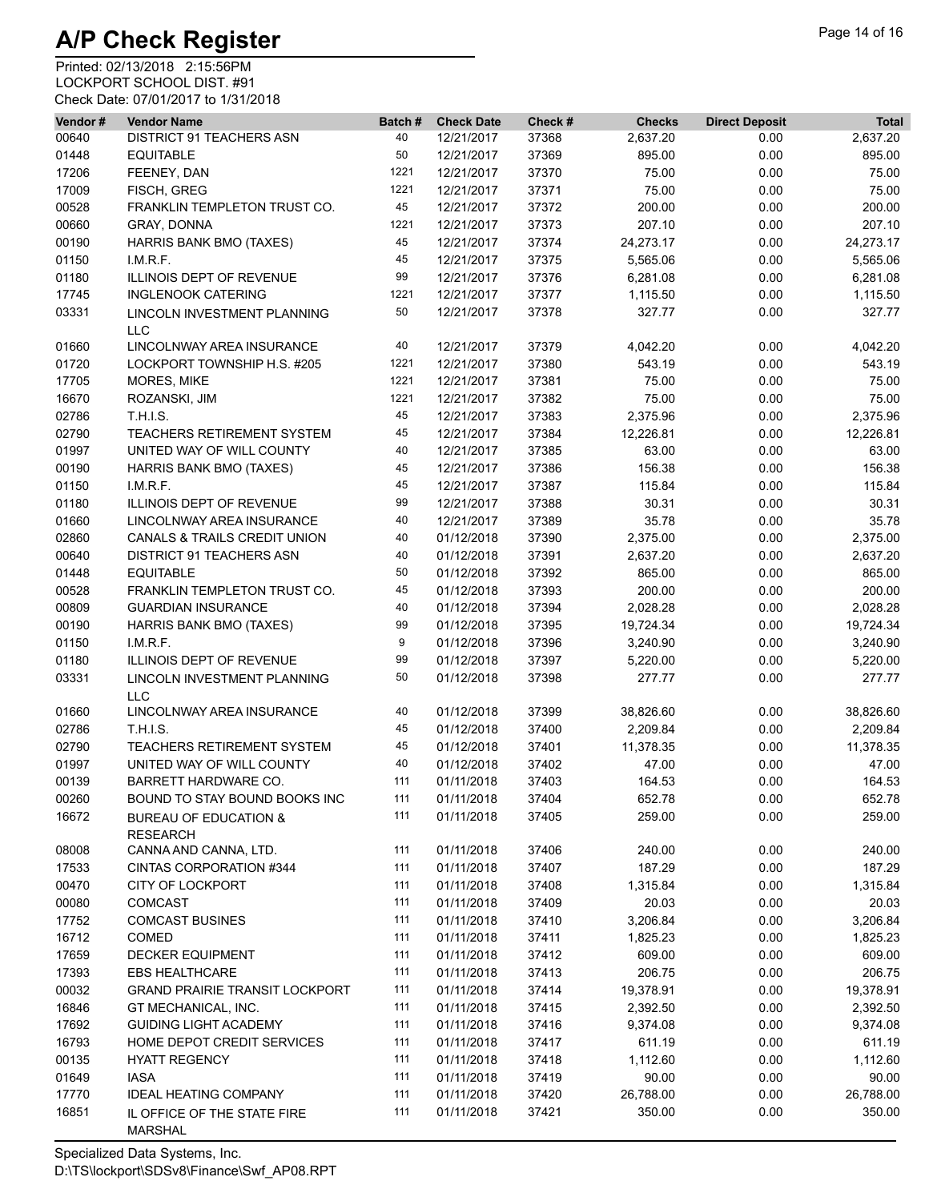# A/P Check Register

Printed: 02/13/2018 2:15:56PM
LOCKPORT SCHOOL DIST. #91
Check Date: 07/01/2017 to 1/31/2018

| Vendor # | Vendor Name | Batch # | Check Date | Check # | Checks | Direct Deposit | Total |
|---|---|---|---|---|---|---|---|
| 00640 | DISTRICT 91 TEACHERS ASN | 40 | 12/21/2017 | 37368 | 2,637.20 | 0.00 | 2,637.20 |
| 01448 | EQUITABLE | 50 | 12/21/2017 | 37369 | 895.00 | 0.00 | 895.00 |
| 17206 | FEENEY, DAN | 1221 | 12/21/2017 | 37370 | 75.00 | 0.00 | 75.00 |
| 17009 | FISCH, GREG | 1221 | 12/21/2017 | 37371 | 75.00 | 0.00 | 75.00 |
| 00528 | FRANKLIN TEMPLETON TRUST CO. | 45 | 12/21/2017 | 37372 | 200.00 | 0.00 | 200.00 |
| 00660 | GRAY, DONNA | 1221 | 12/21/2017 | 37373 | 207.10 | 0.00 | 207.10 |
| 00190 | HARRIS BANK BMO (TAXES) | 45 | 12/21/2017 | 37374 | 24,273.17 | 0.00 | 24,273.17 |
| 01150 | I.M.R.F. | 45 | 12/21/2017 | 37375 | 5,565.06 | 0.00 | 5,565.06 |
| 01180 | ILLINOIS DEPT OF REVENUE | 99 | 12/21/2017 | 37376 | 6,281.08 | 0.00 | 6,281.08 |
| 17745 | INGLENOOK CATERING | 1221 | 12/21/2017 | 37377 | 1,115.50 | 0.00 | 1,115.50 |
| 03331 | LINCOLN INVESTMENT PLANNING LLC | 50 | 12/21/2017 | 37378 | 327.77 | 0.00 | 327.77 |
| 01660 | LINCOLNWAY AREA INSURANCE | 40 | 12/21/2017 | 37379 | 4,042.20 | 0.00 | 4,042.20 |
| 01720 | LOCKPORT TOWNSHIP H.S. #205 | 1221 | 12/21/2017 | 37380 | 543.19 | 0.00 | 543.19 |
| 17705 | MORES, MIKE | 1221 | 12/21/2017 | 37381 | 75.00 | 0.00 | 75.00 |
| 16670 | ROZANSKI, JIM | 1221 | 12/21/2017 | 37382 | 75.00 | 0.00 | 75.00 |
| 02786 | T.H.I.S. | 45 | 12/21/2017 | 37383 | 2,375.96 | 0.00 | 2,375.96 |
| 02790 | TEACHERS RETIREMENT SYSTEM | 45 | 12/21/2017 | 37384 | 12,226.81 | 0.00 | 12,226.81 |
| 01997 | UNITED WAY OF WILL COUNTY | 40 | 12/21/2017 | 37385 | 63.00 | 0.00 | 63.00 |
| 00190 | HARRIS BANK BMO (TAXES) | 45 | 12/21/2017 | 37386 | 156.38 | 0.00 | 156.38 |
| 01150 | I.M.R.F. | 45 | 12/21/2017 | 37387 | 115.84 | 0.00 | 115.84 |
| 01180 | ILLINOIS DEPT OF REVENUE | 99 | 12/21/2017 | 37388 | 30.31 | 0.00 | 30.31 |
| 01660 | LINCOLNWAY AREA INSURANCE | 40 | 12/21/2017 | 37389 | 35.78 | 0.00 | 35.78 |
| 02860 | CANALS & TRAILS CREDIT UNION | 40 | 01/12/2018 | 37390 | 2,375.00 | 0.00 | 2,375.00 |
| 00640 | DISTRICT 91 TEACHERS ASN | 40 | 01/12/2018 | 37391 | 2,637.20 | 0.00 | 2,637.20 |
| 01448 | EQUITABLE | 50 | 01/12/2018 | 37392 | 865.00 | 0.00 | 865.00 |
| 00528 | FRANKLIN TEMPLETON TRUST CO. | 45 | 01/12/2018 | 37393 | 200.00 | 0.00 | 200.00 |
| 00809 | GUARDIAN INSURANCE | 40 | 01/12/2018 | 37394 | 2,028.28 | 0.00 | 2,028.28 |
| 00190 | HARRIS BANK BMO (TAXES) | 99 | 01/12/2018 | 37395 | 19,724.34 | 0.00 | 19,724.34 |
| 01150 | I.M.R.F. | 9 | 01/12/2018 | 37396 | 3,240.90 | 0.00 | 3,240.90 |
| 01180 | ILLINOIS DEPT OF REVENUE | 99 | 01/12/2018 | 37397 | 5,220.00 | 0.00 | 5,220.00 |
| 03331 | LINCOLN INVESTMENT PLANNING LLC | 50 | 01/12/2018 | 37398 | 277.77 | 0.00 | 277.77 |
| 01660 | LINCOLNWAY AREA INSURANCE | 40 | 01/12/2018 | 37399 | 38,826.60 | 0.00 | 38,826.60 |
| 02786 | T.H.I.S. | 45 | 01/12/2018 | 37400 | 2,209.84 | 0.00 | 2,209.84 |
| 02790 | TEACHERS RETIREMENT SYSTEM | 45 | 01/12/2018 | 37401 | 11,378.35 | 0.00 | 11,378.35 |
| 01997 | UNITED WAY OF WILL COUNTY | 40 | 01/12/2018 | 37402 | 47.00 | 0.00 | 47.00 |
| 00139 | BARRETT HARDWARE CO. | 111 | 01/11/2018 | 37403 | 164.53 | 0.00 | 164.53 |
| 00260 | BOUND TO STAY BOUND BOOKS INC | 111 | 01/11/2018 | 37404 | 652.78 | 0.00 | 652.78 |
| 16672 | BUREAU OF EDUCATION & RESEARCH | 111 | 01/11/2018 | 37405 | 259.00 | 0.00 | 259.00 |
| 08008 | CANNA AND CANNA, LTD. | 111 | 01/11/2018 | 37406 | 240.00 | 0.00 | 240.00 |
| 17533 | CINTAS CORPORATION #344 | 111 | 01/11/2018 | 37407 | 187.29 | 0.00 | 187.29 |
| 00470 | CITY OF LOCKPORT | 111 | 01/11/2018 | 37408 | 1,315.84 | 0.00 | 1,315.84 |
| 00080 | COMCAST | 111 | 01/11/2018 | 37409 | 20.03 | 0.00 | 20.03 |
| 17752 | COMCAST BUSINES | 111 | 01/11/2018 | 37410 | 3,206.84 | 0.00 | 3,206.84 |
| 16712 | COMED | 111 | 01/11/2018 | 37411 | 1,825.23 | 0.00 | 1,825.23 |
| 17659 | DECKER EQUIPMENT | 111 | 01/11/2018 | 37412 | 609.00 | 0.00 | 609.00 |
| 17393 | EBS HEALTHCARE | 111 | 01/11/2018 | 37413 | 206.75 | 0.00 | 206.75 |
| 00032 | GRAND PRAIRIE TRANSIT LOCKPORT | 111 | 01/11/2018 | 37414 | 19,378.91 | 0.00 | 19,378.91 |
| 16846 | GT MECHANICAL, INC. | 111 | 01/11/2018 | 37415 | 2,392.50 | 0.00 | 2,392.50 |
| 17692 | GUIDING LIGHT ACADEMY | 111 | 01/11/2018 | 37416 | 9,374.08 | 0.00 | 9,374.08 |
| 16793 | HOME DEPOT CREDIT SERVICES | 111 | 01/11/2018 | 37417 | 611.19 | 0.00 | 611.19 |
| 00135 | HYATT REGENCY | 111 | 01/11/2018 | 37418 | 1,112.60 | 0.00 | 1,112.60 |
| 01649 | IASA | 111 | 01/11/2018 | 37419 | 90.00 | 0.00 | 90.00 |
| 17770 | IDEAL HEATING COMPANY | 111 | 01/11/2018 | 37420 | 26,788.00 | 0.00 | 26,788.00 |
| 16851 | IL OFFICE OF THE STATE FIRE MARSHAL | 111 | 01/11/2018 | 37421 | 350.00 | 0.00 | 350.00 |

Specialized Data Systems, Inc.
D:\TS\lockport\SDSv8\Finance\Swf_AP08.RPT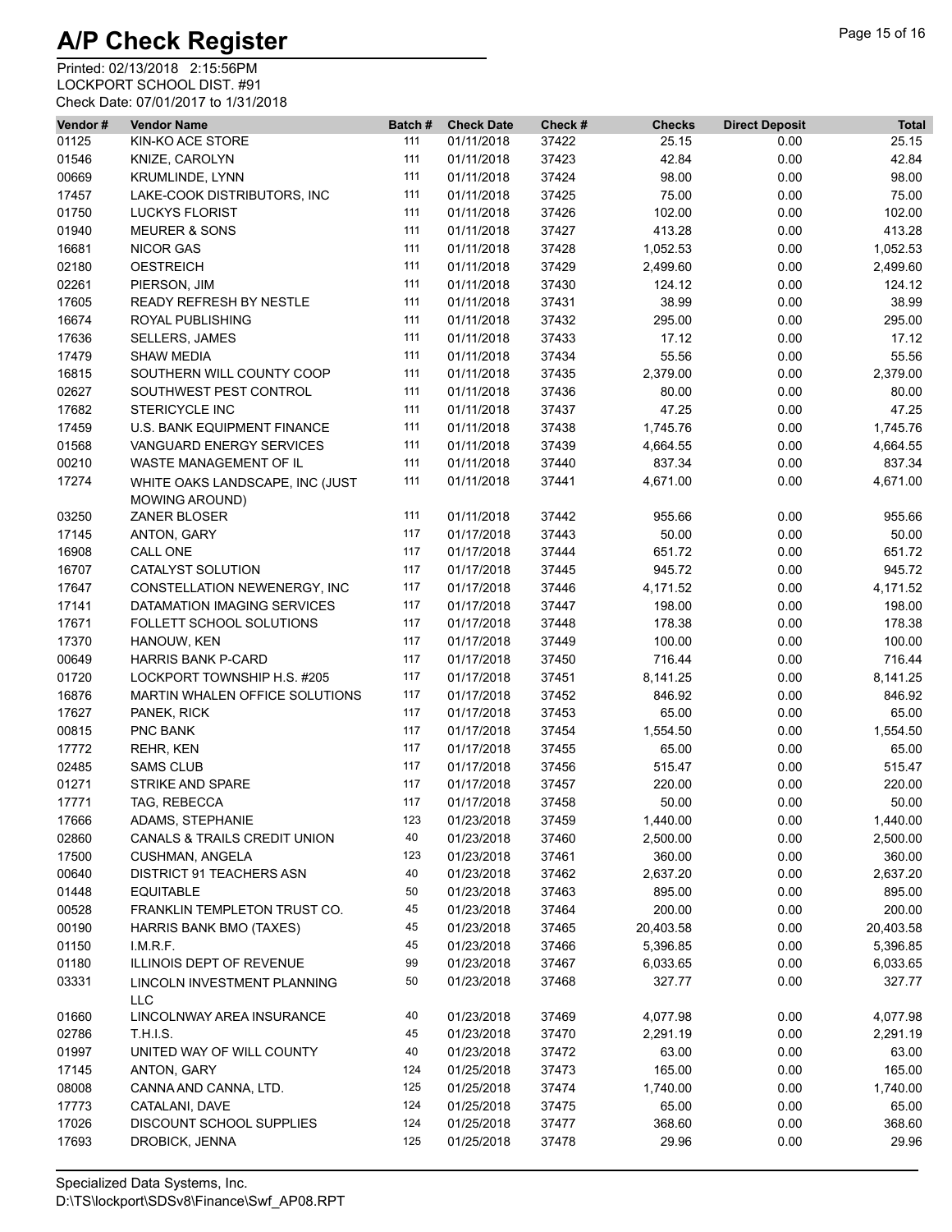# A/P Check Register

Printed: 02/13/2018 2:15:56PM
LOCKPORT SCHOOL DIST. #91
Check Date: 07/01/2017 to 1/31/2018

| Vendor # | Vendor Name | Batch # | Check Date | Check # | Checks | Direct Deposit | Total |
|---|---|---|---|---|---|---|---|
| 01125 | KIN-KO ACE STORE | 111 | 01/11/2018 | 37422 | 25.15 | 0.00 | 25.15 |
| 01546 | KNIZE, CAROLYN | 111 | 01/11/2018 | 37423 | 42.84 | 0.00 | 42.84 |
| 00669 | KRUMLINDE, LYNN | 111 | 01/11/2018 | 37424 | 98.00 | 0.00 | 98.00 |
| 17457 | LAKE-COOK DISTRIBUTORS, INC | 111 | 01/11/2018 | 37425 | 75.00 | 0.00 | 75.00 |
| 01750 | LUCKYS FLORIST | 111 | 01/11/2018 | 37426 | 102.00 | 0.00 | 102.00 |
| 01940 | MEURER & SONS | 111 | 01/11/2018 | 37427 | 413.28 | 0.00 | 413.28 |
| 16681 | NICOR GAS | 111 | 01/11/2018 | 37428 | 1,052.53 | 0.00 | 1,052.53 |
| 02180 | OESTREICH | 111 | 01/11/2018 | 37429 | 2,499.60 | 0.00 | 2,499.60 |
| 02261 | PIERSON, JIM | 111 | 01/11/2018 | 37430 | 124.12 | 0.00 | 124.12 |
| 17605 | READY REFRESH BY NESTLE | 111 | 01/11/2018 | 37431 | 38.99 | 0.00 | 38.99 |
| 16674 | ROYAL PUBLISHING | 111 | 01/11/2018 | 37432 | 295.00 | 0.00 | 295.00 |
| 17636 | SELLERS, JAMES | 111 | 01/11/2018 | 37433 | 17.12 | 0.00 | 17.12 |
| 17479 | SHAW MEDIA | 111 | 01/11/2018 | 37434 | 55.56 | 0.00 | 55.56 |
| 16815 | SOUTHERN WILL COUNTY COOP | 111 | 01/11/2018 | 37435 | 2,379.00 | 0.00 | 2,379.00 |
| 02627 | SOUTHWEST PEST CONTROL | 111 | 01/11/2018 | 37436 | 80.00 | 0.00 | 80.00 |
| 17682 | STERICYCLE INC | 111 | 01/11/2018 | 37437 | 47.25 | 0.00 | 47.25 |
| 17459 | U.S. BANK EQUIPMENT FINANCE | 111 | 01/11/2018 | 37438 | 1,745.76 | 0.00 | 1,745.76 |
| 01568 | VANGUARD ENERGY SERVICES | 111 | 01/11/2018 | 37439 | 4,664.55 | 0.00 | 4,664.55 |
| 00210 | WASTE MANAGEMENT OF IL | 111 | 01/11/2018 | 37440 | 837.34 | 0.00 | 837.34 |
| 17274 | WHITE OAKS LANDSCAPE, INC (JUST MOWING AROUND) | 111 | 01/11/2018 | 37441 | 4,671.00 | 0.00 | 4,671.00 |
| 03250 | ZANER BLOSER | 111 | 01/11/2018 | 37442 | 955.66 | 0.00 | 955.66 |
| 17145 | ANTON, GARY | 117 | 01/17/2018 | 37443 | 50.00 | 0.00 | 50.00 |
| 16908 | CALL ONE | 117 | 01/17/2018 | 37444 | 651.72 | 0.00 | 651.72 |
| 16707 | CATALYST SOLUTION | 117 | 01/17/2018 | 37445 | 945.72 | 0.00 | 945.72 |
| 17647 | CONSTELLATION NEWENERGY, INC | 117 | 01/17/2018 | 37446 | 4,171.52 | 0.00 | 4,171.52 |
| 17141 | DATAMATION IMAGING SERVICES | 117 | 01/17/2018 | 37447 | 198.00 | 0.00 | 198.00 |
| 17671 | FOLLETT SCHOOL SOLUTIONS | 117 | 01/17/2018 | 37448 | 178.38 | 0.00 | 178.38 |
| 17370 | HANOUW, KEN | 117 | 01/17/2018 | 37449 | 100.00 | 0.00 | 100.00 |
| 00649 | HARRIS BANK P-CARD | 117 | 01/17/2018 | 37450 | 716.44 | 0.00 | 716.44 |
| 01720 | LOCKPORT TOWNSHIP H.S. #205 | 117 | 01/17/2018 | 37451 | 8,141.25 | 0.00 | 8,141.25 |
| 16876 | MARTIN WHALEN OFFICE SOLUTIONS | 117 | 01/17/2018 | 37452 | 846.92 | 0.00 | 846.92 |
| 17627 | PANEK, RICK | 117 | 01/17/2018 | 37453 | 65.00 | 0.00 | 65.00 |
| 00815 | PNC BANK | 117 | 01/17/2018 | 37454 | 1,554.50 | 0.00 | 1,554.50 |
| 17772 | REHR, KEN | 117 | 01/17/2018 | 37455 | 65.00 | 0.00 | 65.00 |
| 02485 | SAMS CLUB | 117 | 01/17/2018 | 37456 | 515.47 | 0.00 | 515.47 |
| 01271 | STRIKE AND SPARE | 117 | 01/17/2018 | 37457 | 220.00 | 0.00 | 220.00 |
| 17771 | TAG, REBECCA | 117 | 01/17/2018 | 37458 | 50.00 | 0.00 | 50.00 |
| 17666 | ADAMS, STEPHANIE | 123 | 01/23/2018 | 37459 | 1,440.00 | 0.00 | 1,440.00 |
| 02860 | CANALS & TRAILS CREDIT UNION | 40 | 01/23/2018 | 37460 | 2,500.00 | 0.00 | 2,500.00 |
| 17500 | CUSHMAN, ANGELA | 123 | 01/23/2018 | 37461 | 360.00 | 0.00 | 360.00 |
| 00640 | DISTRICT 91 TEACHERS ASN | 40 | 01/23/2018 | 37462 | 2,637.20 | 0.00 | 2,637.20 |
| 01448 | EQUITABLE | 50 | 01/23/2018 | 37463 | 895.00 | 0.00 | 895.00 |
| 00528 | FRANKLIN TEMPLETON TRUST CO. | 45 | 01/23/2018 | 37464 | 200.00 | 0.00 | 200.00 |
| 00190 | HARRIS BANK BMO (TAXES) | 45 | 01/23/2018 | 37465 | 20,403.58 | 0.00 | 20,403.58 |
| 01150 | I.M.R.F. | 45 | 01/23/2018 | 37466 | 5,396.85 | 0.00 | 5,396.85 |
| 01180 | ILLINOIS DEPT OF REVENUE | 99 | 01/23/2018 | 37467 | 6,033.65 | 0.00 | 6,033.65 |
| 03331 | LINCOLN INVESTMENT PLANNING LLC | 50 | 01/23/2018 | 37468 | 327.77 | 0.00 | 327.77 |
| 01660 | LINCOLNWAY AREA INSURANCE | 40 | 01/23/2018 | 37469 | 4,077.98 | 0.00 | 4,077.98 |
| 02786 | T.H.I.S. | 45 | 01/23/2018 | 37470 | 2,291.19 | 0.00 | 2,291.19 |
| 01997 | UNITED WAY OF WILL COUNTY | 40 | 01/23/2018 | 37472 | 63.00 | 0.00 | 63.00 |
| 17145 | ANTON, GARY | 124 | 01/25/2018 | 37473 | 165.00 | 0.00 | 165.00 |
| 08008 | CANNA AND CANNA, LTD. | 125 | 01/25/2018 | 37474 | 1,740.00 | 0.00 | 1,740.00 |
| 17773 | CATALANI, DAVE | 124 | 01/25/2018 | 37475 | 65.00 | 0.00 | 65.00 |
| 17026 | DISCOUNT SCHOOL SUPPLIES | 124 | 01/25/2018 | 37477 | 368.60 | 0.00 | 368.60 |
| 17693 | DROBICK, JENNA | 125 | 01/25/2018 | 37478 | 29.96 | 0.00 | 29.96 |

Specialized Data Systems, Inc.
D:\TS\lockport\SDSv8\Finance\Swf_AP08.RPT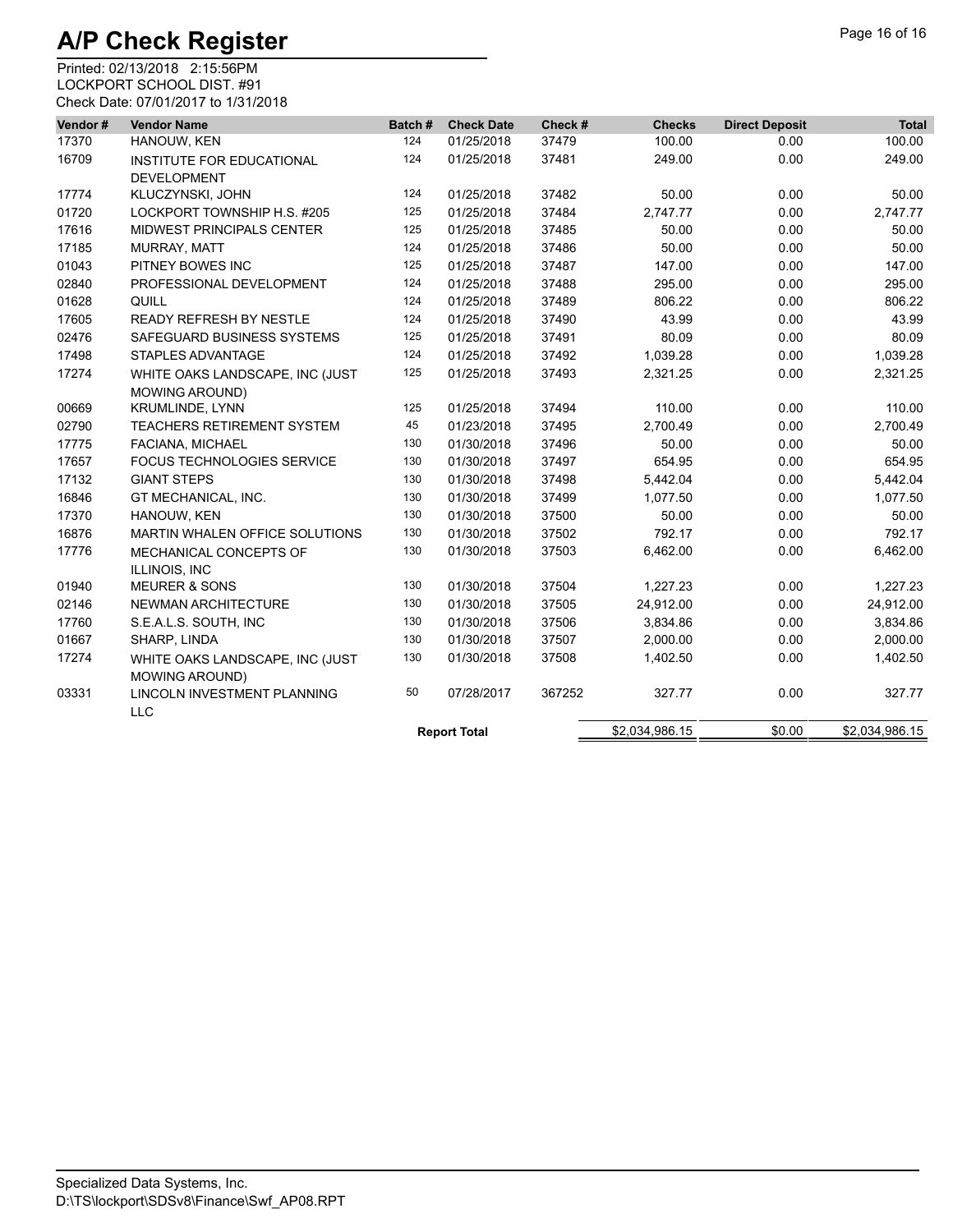# A/P Check Register

Printed: 02/13/2018 2:15:56PM
LOCKPORT SCHOOL DIST. #91
Check Date: 07/01/2017 to 1/31/2018

| Vendor # | Vendor Name | Batch # | Check Date | Check # | Checks | Direct Deposit | Total |
|---|---|---|---|---|---|---|---|
| 17370 | HANOUW, KEN | 124 | 01/25/2018 | 37479 | 100.00 | 0.00 | 100.00 |
| 16709 | INSTITUTE FOR EDUCATIONAL DEVELOPMENT | 124 | 01/25/2018 | 37481 | 249.00 | 0.00 | 249.00 |
| 17774 | KLUCZYNSKI, JOHN | 124 | 01/25/2018 | 37482 | 50.00 | 0.00 | 50.00 |
| 01720 | LOCKPORT TOWNSHIP H.S. #205 | 125 | 01/25/2018 | 37484 | 2,747.77 | 0.00 | 2,747.77 |
| 17616 | MIDWEST PRINCIPALS CENTER | 125 | 01/25/2018 | 37485 | 50.00 | 0.00 | 50.00 |
| 17185 | MURRAY, MATT | 124 | 01/25/2018 | 37486 | 50.00 | 0.00 | 50.00 |
| 01043 | PITNEY BOWES INC | 125 | 01/25/2018 | 37487 | 147.00 | 0.00 | 147.00 |
| 02840 | PROFESSIONAL DEVELOPMENT | 124 | 01/25/2018 | 37488 | 295.00 | 0.00 | 295.00 |
| 01628 | QUILL | 124 | 01/25/2018 | 37489 | 806.22 | 0.00 | 806.22 |
| 17605 | READY REFRESH BY NESTLE | 124 | 01/25/2018 | 37490 | 43.99 | 0.00 | 43.99 |
| 02476 | SAFEGUARD BUSINESS SYSTEMS | 125 | 01/25/2018 | 37491 | 80.09 | 0.00 | 80.09 |
| 17498 | STAPLES ADVANTAGE | 124 | 01/25/2018 | 37492 | 1,039.28 | 0.00 | 1,039.28 |
| 17274 | WHITE OAKS LANDSCAPE, INC (JUST MOWING AROUND) | 125 | 01/25/2018 | 37493 | 2,321.25 | 0.00 | 2,321.25 |
| 00669 | KRUMLINDE, LYNN | 125 | 01/25/2018 | 37494 | 110.00 | 0.00 | 110.00 |
| 02790 | TEACHERS RETIREMENT SYSTEM | 45 | 01/23/2018 | 37495 | 2,700.49 | 0.00 | 2,700.49 |
| 17775 | FACIANA, MICHAEL | 130 | 01/30/2018 | 37496 | 50.00 | 0.00 | 50.00 |
| 17657 | FOCUS TECHNOLOGIES SERVICE | 130 | 01/30/2018 | 37497 | 654.95 | 0.00 | 654.95 |
| 17132 | GIANT STEPS | 130 | 01/30/2018 | 37498 | 5,442.04 | 0.00 | 5,442.04 |
| 16846 | GT MECHANICAL, INC. | 130 | 01/30/2018 | 37499 | 1,077.50 | 0.00 | 1,077.50 |
| 17370 | HANOUW, KEN | 130 | 01/30/2018 | 37500 | 50.00 | 0.00 | 50.00 |
| 16876 | MARTIN WHALEN OFFICE SOLUTIONS | 130 | 01/30/2018 | 37502 | 792.17 | 0.00 | 792.17 |
| 17776 | MECHANICAL CONCEPTS OF ILLINOIS, INC | 130 | 01/30/2018 | 37503 | 6,462.00 | 0.00 | 6,462.00 |
| 01940 | MEURER & SONS | 130 | 01/30/2018 | 37504 | 1,227.23 | 0.00 | 1,227.23 |
| 02146 | NEWMAN ARCHITECTURE | 130 | 01/30/2018 | 37505 | 24,912.00 | 0.00 | 24,912.00 |
| 17760 | S.E.A.L.S. SOUTH, INC | 130 | 01/30/2018 | 37506 | 3,834.86 | 0.00 | 3,834.86 |
| 01667 | SHARP, LINDA | 130 | 01/30/2018 | 37507 | 2,000.00 | 0.00 | 2,000.00 |
| 17274 | WHITE OAKS LANDSCAPE, INC (JUST MOWING AROUND) | 130 | 01/30/2018 | 37508 | 1,402.50 | 0.00 | 1,402.50 |
| 03331 | LINCOLN INVESTMENT PLANNING LLC | 50 | 07/28/2017 | 367252 | 327.77 | 0.00 | 327.77 |
| | | | Report Total | | $2,034,986.15 | $0.00 | $2,034,986.15 |

Specialized Data Systems, Inc.
D:\TS\lockport\SDSv8\Finance\Swf_AP08.RPT